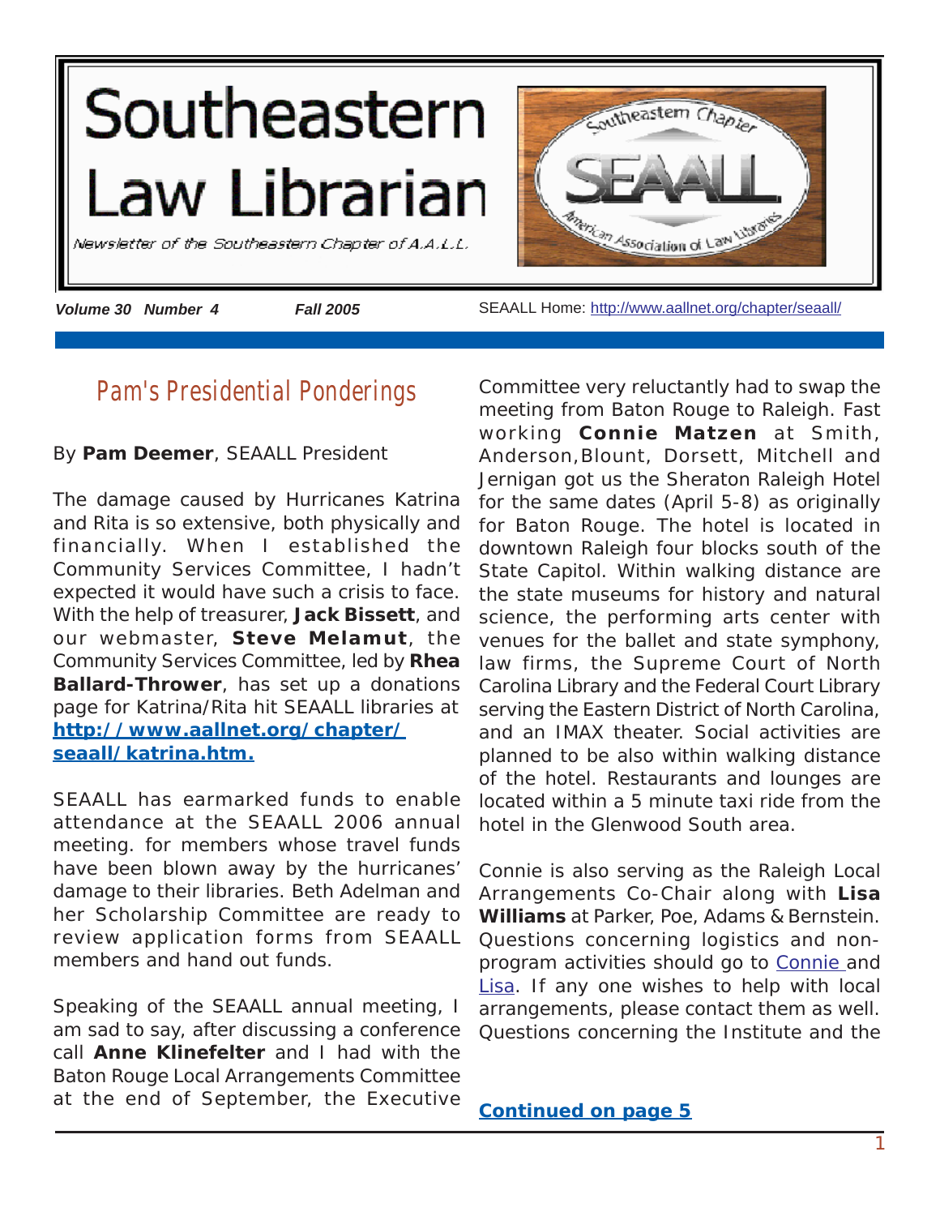# Southeastern Law Librarian

*Newsletter of the Southeastern Chapter of A.A.L.L.*

***Volume 30 Number 4*** ***Fall 2005*** SEAALL Home: http://www.aallnet.org/chapter/seaall/

## Pam's Presidential Ponderings

By **Pam Deemer**, SEAALL President

The damage caused by Hurricanes Katrina and Rita is so extensive, both physically and financially. When I established the Community Services Committee, I hadn't expected it would have such a crisis to face. With the help of treasurer, **Jack Bissett**, and our webmaster, **Steve Melamut**, the Community Services Committee, led by **Rhea Ballard-Thrower**, has set up a donations page for Katrina/Rita hit SEAALL libraries at **http://www.aallnet.org/chapter/seaall/katrina.htm.**

SEAALL has earmarked funds to enable attendance at the SEAALL 2006 annual meeting. for members whose travel funds have been blown away by the hurricanes' damage to their libraries. Beth Adelman and her Scholarship Committee are ready to review application forms from SEAALL members and hand out funds.

Speaking of the SEAALL annual meeting, I am sad to say, after discussing a conference call **Anne Klinefelter** and I had with the Baton Rouge Local Arrangements Committee at the end of September, the Executive Committee very reluctantly had to swap the meeting from Baton Rouge to Raleigh. Fast working **Connie Matzen** at Smith, Anderson,Blount, Dorsett, Mitchell and Jernigan got us the Sheraton Raleigh Hotel for the same dates (April 5-8) as originally for Baton Rouge. The hotel is located in downtown Raleigh four blocks south of the State Capitol. Within walking distance are the state museums for history and natural science, the performing arts center with venues for the ballet and state symphony, law firms, the Supreme Court of North Carolina Library and the Federal Court Library serving the Eastern District of North Carolina, and an IMAX theater. Social activities are planned to be also within walking distance of the hotel. Restaurants and lounges are located within a 5 minute taxi ride from the hotel in the Glenwood South area.

Connie is also serving as the Raleigh Local Arrangements Co-Chair along with **Lisa Williams** at Parker, Poe, Adams & Bernstein. Questions concerning logistics and non-program activities should go to Connie and Lisa. If any one wishes to help with local arrangements, please contact them as well. Questions concerning the Institute and the

**Continued on page 5**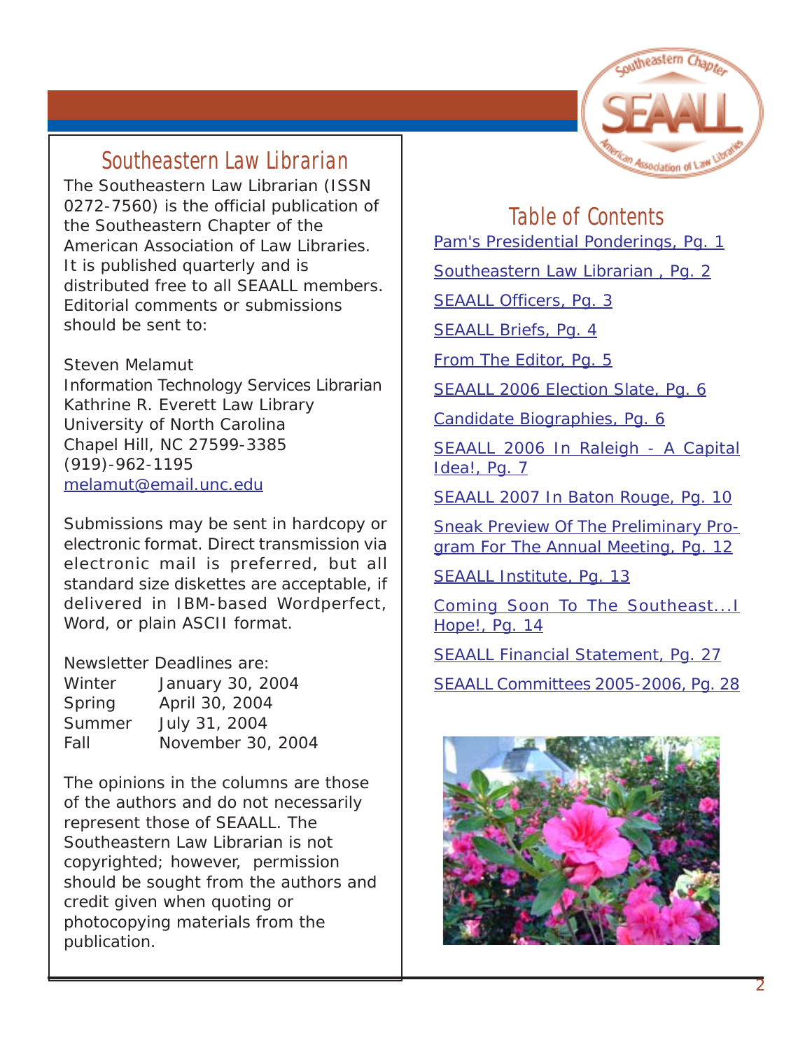## Southeastern Law Librarian

The Southeastern Law Librarian (ISSN 0272-7560) is the official publication of the Southeastern Chapter of the American Association of Law Libraries. It is published quarterly and is distributed free to all SEAALL members. Editorial comments or submissions should be sent to:

Steven Melamut
Information Technology Services Librarian
Kathrine R. Everett Law Library
University of North Carolina
Chapel Hill, NC 27599-3385
(919)-962-1195
melamut@email.unc.edu

Submissions may be sent in hardcopy or electronic format. Direct transmission via electronic mail is preferred, but all standard size diskettes are acceptable, if delivered in IBM-based Wordperfect, Word, or plain ASCII format.

Newsletter Deadlines are:

| | |
|---|---|
| Winter | January 30, 2004 |
| Spring | April 30, 2004 |
| Summer | July 31, 2004 |
| Fall | November 30, 2004 |

The opinions in the columns are those of the authors and do not necessarily represent those of SEAALL. The Southeastern Law Librarian is not copyrighted; however, permission should be sought from the authors and credit given when quoting or photocopying materials from the publication.

## Table of Contents

Pam's Presidential Ponderings, Pg. 1

Southeastern Law Librarian , Pg. 2

SEAALL Officers, Pg. 3

SEAALL Briefs, Pg. 4

From The Editor, Pg. 5

SEAALL 2006 Election Slate, Pg. 6

Candidate Biographies, Pg. 6

SEAALL 2006 In Raleigh - A Capital Idea!, Pg. 7

SEAALL 2007 In Baton Rouge, Pg. 10

Sneak Preview Of The Preliminary Program For The Annual Meeting, Pg. 12

SEAALL Institute, Pg. 13

Coming Soon To The Southeast...I Hope!, Pg. 14

SEAALL Financial Statement, Pg. 27

SEAALL Committees 2005-2006, Pg. 28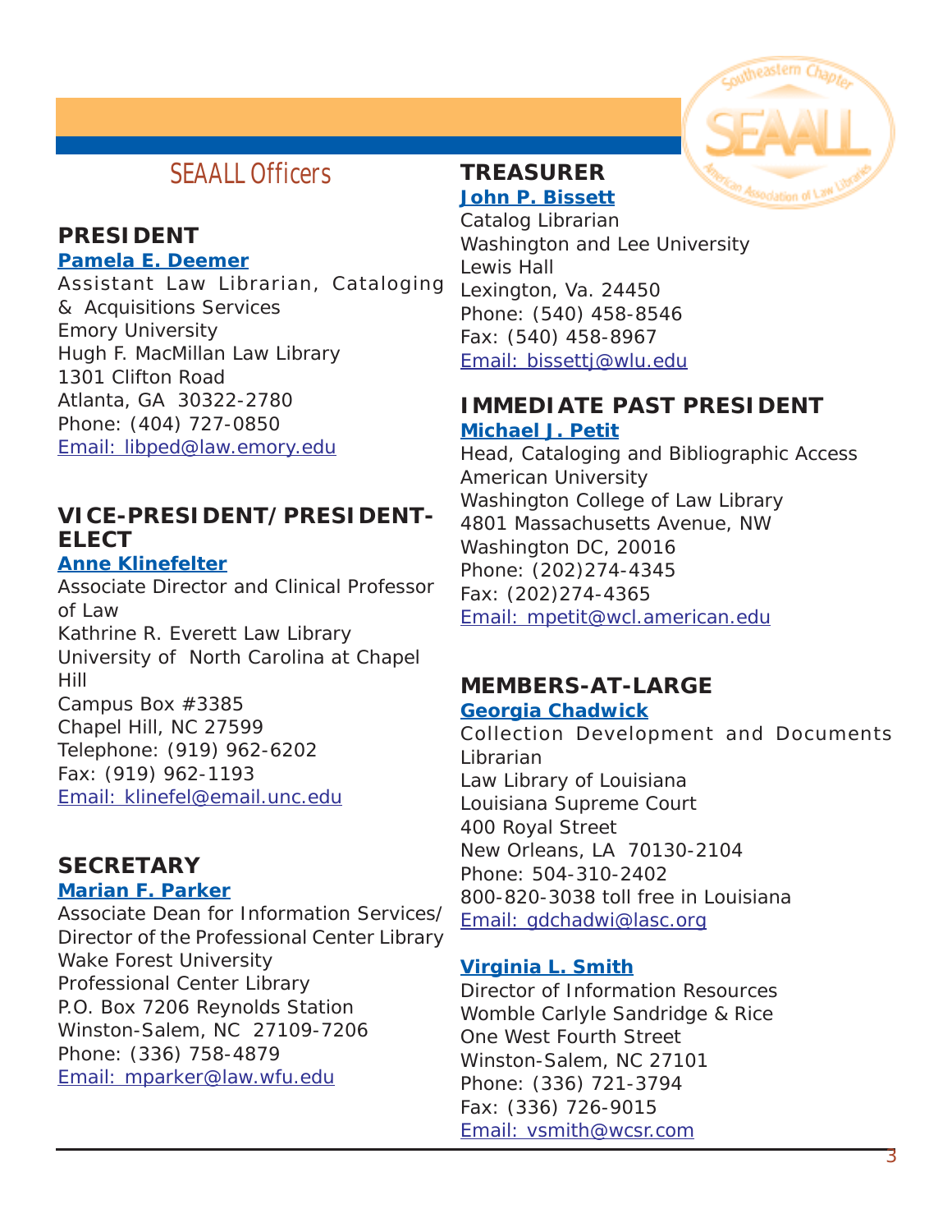# SEAALL Officers

## PRESIDENT

**Pamela E. Deemer**
Assistant Law Librarian, Cataloging & Acquisitions Services
Emory University
Hugh F. MacMillan Law Library
1301 Clifton Road
Atlanta, GA 30322-2780
Phone: (404) 727-0850
Email: libped@law.emory.edu

## VICE-PRESIDENT/PRESIDENT-ELECT

**Anne Klinefelter**
Associate Director and Clinical Professor of Law
Kathrine R. Everett Law Library
University of North Carolina at Chapel Hill
Campus Box #3385
Chapel Hill, NC 27599
Telephone: (919) 962-6202
Fax: (919) 962-1193
Email: klinefel@email.unc.edu

## SECRETARY

**Marian F. Parker**
Associate Dean for Information Services/ Director of the Professional Center Library
Wake Forest University
Professional Center Library
P.O. Box 7206 Reynolds Station
Winston-Salem, NC 27109-7206
Phone: (336) 758-4879
Email: mparker@law.wfu.edu

## TREASURER

**John P. Bissett**
Catalog Librarian
Washington and Lee University
Lewis Hall
Lexington, Va. 24450
Phone: (540) 458-8546
Fax: (540) 458-8967
Email: bissettj@wlu.edu

## IMMEDIATE PAST PRESIDENT

**Michael J. Petit**
Head, Cataloging and Bibliographic Access
American University
Washington College of Law Library
4801 Massachusetts Avenue, NW
Washington DC, 20016
Phone: (202)274-4345
Fax: (202)274-4365
Email: mpetit@wcl.american.edu

## MEMBERS-AT-LARGE

**Georgia Chadwick**
Collection Development and Documents Librarian
Law Library of Louisiana
Louisiana Supreme Court
400 Royal Street
New Orleans, LA 70130-2104
Phone: 504-310-2402
800-820-3038 toll free in Louisiana
Email: gdchadwi@lasc.org

**Virginia L. Smith**
Director of Information Resources
Womble Carlyle Sandridge & Rice
One West Fourth Street
Winston-Salem, NC 27101
Phone: (336) 721-3794
Fax: (336) 726-9015
Email: vsmith@wcsr.com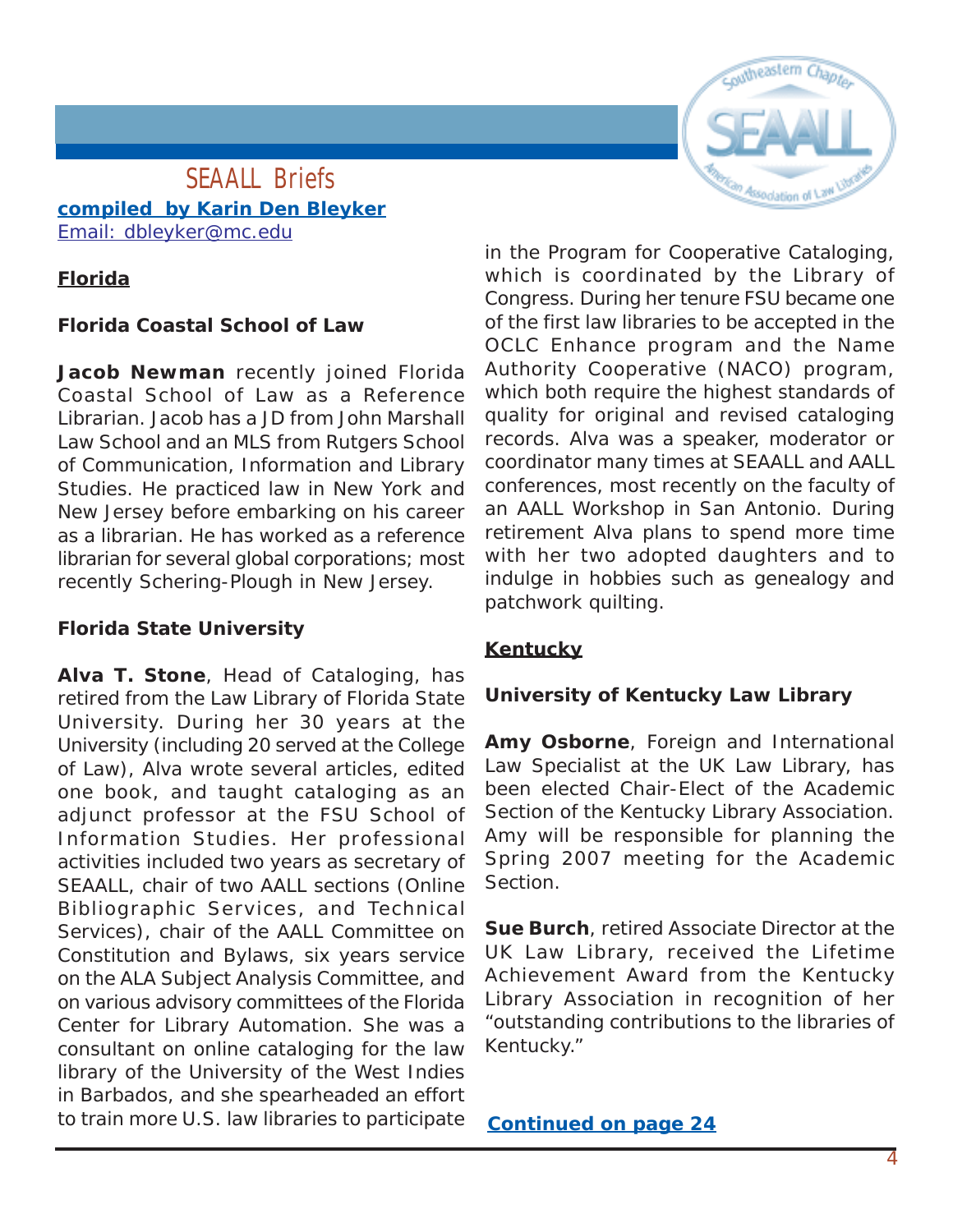# SEAALL Briefs

**compiled by Karin Den Bleyker**
Email: dbleyker@mc.edu

## Florida

### Florida Coastal School of Law

**Jacob Newman** recently joined Florida Coastal School of Law as a Reference Librarian. Jacob has a JD from John Marshall Law School and an MLS from Rutgers School of Communication, Information and Library Studies. He practiced law in New York and New Jersey before embarking on his career as a librarian. He has worked as a reference librarian for several global corporations; most recently Schering-Plough in New Jersey.

### Florida State University

**Alva T. Stone**, Head of Cataloging, has retired from the Law Library of Florida State University. During her 30 years at the University (including 20 served at the College of Law), Alva wrote several articles, edited one book, and taught cataloging as an adjunct professor at the FSU School of Information Studies. Her professional activities included two years as secretary of SEAALL, chair of two AALL sections (Online Bibliographic Services, and Technical Services), chair of the AALL Committee on Constitution and Bylaws, six years service on the ALA Subject Analysis Committee, and on various advisory committees of the Florida Center for Library Automation. She was a consultant on online cataloging for the law library of the University of the West Indies in Barbados, and she spearheaded an effort to train more U.S. law libraries to participate in the Program for Cooperative Cataloging, which is coordinated by the Library of Congress. During her tenure FSU became one of the first law libraries to be accepted in the OCLC Enhance program and the Name Authority Cooperative (NACO) program, which both require the highest standards of quality for original and revised cataloging records. Alva was a speaker, moderator or coordinator many times at SEAALL and AALL conferences, most recently on the faculty of an AALL Workshop in San Antonio. During retirement Alva plans to spend more time with her two adopted daughters and to indulge in hobbies such as genealogy and patchwork quilting.

## Kentucky

### University of Kentucky Law Library

**Amy Osborne**, Foreign and International Law Specialist at the UK Law Library, has been elected Chair-Elect of the Academic Section of the Kentucky Library Association. Amy will be responsible for planning the Spring 2007 meeting for the Academic Section.

**Sue Burch**, retired Associate Director at the UK Law Library, received the Lifetime Achievement Award from the Kentucky Library Association in recognition of her "outstanding contributions to the libraries of Kentucky."

**Continued on page 24**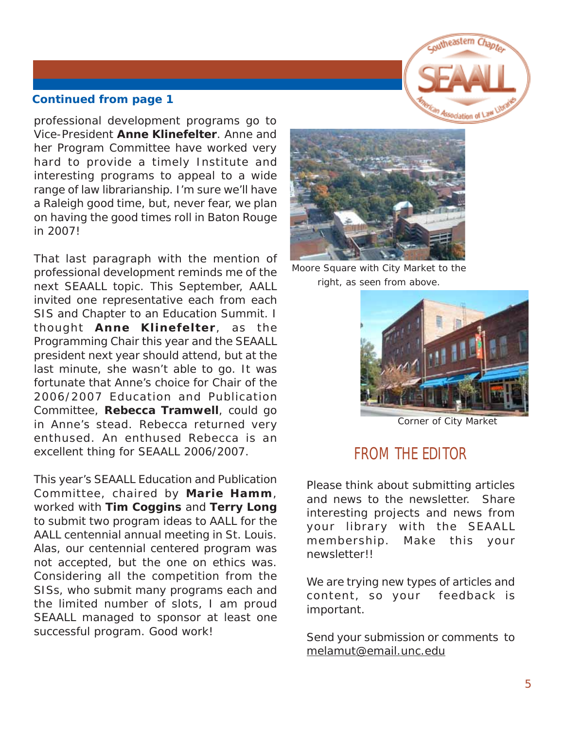**Continued from page 1**

professional development programs go to Vice-President **Anne Klinefelter**. Anne and her Program Committee have worked very hard to provide a timely Institute and interesting programs to appeal to a wide range of law librarianship. I'm sure we'll have a Raleigh good time, but, never fear, we plan on having the good times roll in Baton Rouge in 2007!

That last paragraph with the mention of professional development reminds me of the next SEAALL topic. This September, AALL invited one representative each from each SIS and Chapter to an Education Summit. I thought **Anne Klinefelter**, as the Programming Chair this year and the SEAALL president next year should attend, but at the last minute, she wasn't able to go. It was fortunate that Anne's choice for Chair of the 2006/2007 Education and Publication Committee, **Rebecca Tramwell**, could go in Anne's stead. Rebecca returned very enthused. An enthused Rebecca is an excellent thing for SEAALL 2006/2007.

This year's SEAALL Education and Publication Committee, chaired by **Marie Hamm**, worked with **Tim Coggins** and **Terry Long** to submit two program ideas to AALL for the AALL centennial annual meeting in St. Louis. Alas, our centennial centered program was not accepted, but the one on ethics was. Considering all the competition from the SISs, who submit many programs each and the limited number of slots, I am proud SEAALL managed to sponsor at least one successful program. Good work!

Moore Square with City Market to the right, as seen from above.

Corner of City Market

## FROM THE EDITOR

Please think about submitting articles and news to the newsletter. Share interesting projects and news from your library with the SEAALL membership. Make this your newsletter!!

We are trying new types of articles and content, so your feedback is important.

Send your submission or comments to melamut@email.unc.edu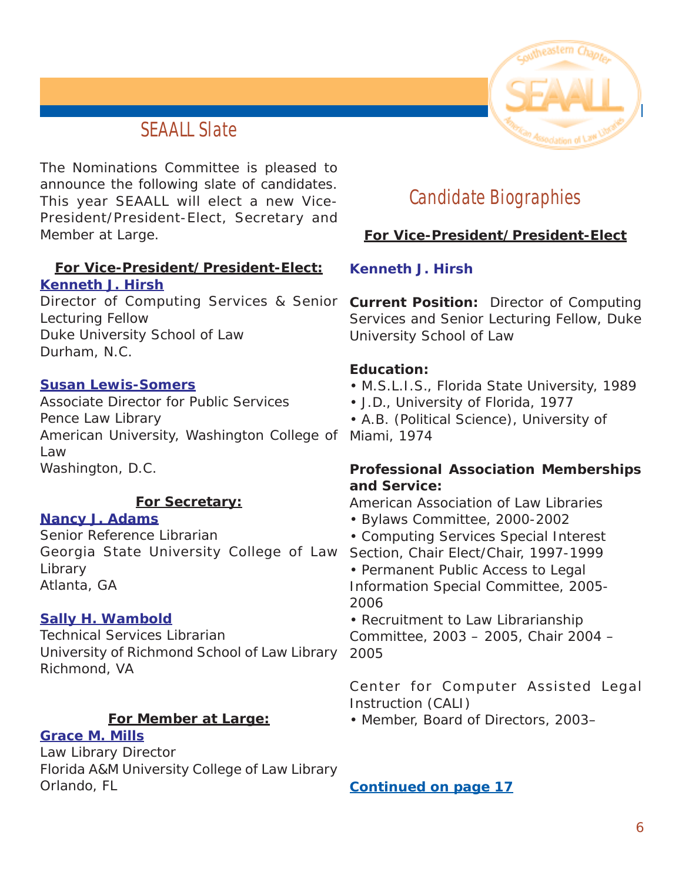## SEAALL Slate

The Nominations Committee is pleased to announce the following slate of candidates. This year SEAALL will elect a new Vice-President/President-Elect, Secretary and Member at Large.

**For Vice-President/President-Elect:**

**Kenneth J. Hirsh**
Director of Computing Services & Senior Lecturing Fellow
Duke University School of Law
Durham, N.C.

**Susan Lewis-Somers**
Associate Director for Public Services
Pence Law Library
American University, Washington College of Law
Washington, D.C.

**For Secretary:**

**Nancy J. Adams**
Senior Reference Librarian
Georgia State University College of Law Library
Atlanta, GA

**Sally H. Wambold**
Technical Services Librarian
University of Richmond School of Law Library
Richmond, VA

**For Member at Large:**

**Grace M. Mills**
Law Library Director
Florida A&M University College of Law Library
Orlando, FL

## Candidate Biographies

### For Vice-President/President-Elect

**Kenneth J. Hirsh**

**Current Position:** Director of Computing Services and Senior Lecturing Fellow, Duke University School of Law

**Education:**

- M.S.L.I.S., Florida State University, 1989
- J.D., University of Florida, 1977
- A.B. (Political Science), University of Miami, 1974

**Professional Association Memberships and Service:**

American Association of Law Libraries

- Bylaws Committee, 2000-2002
- Computing Services Special Interest Section, Chair Elect/Chair, 1997-1999
- Permanent Public Access to Legal Information Special Committee, 2005-2006
- Recruitment to Law Librarianship Committee, 2003 – 2005, Chair 2004 – 2005

Center for Computer Assisted Legal Instruction (CALI)

- Member, Board of Directors, 2003–

Continued on page 17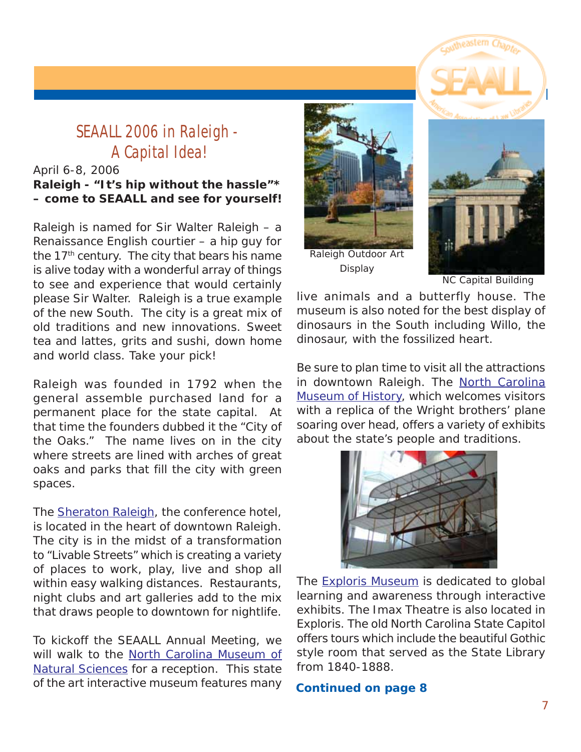## SEAALL 2006 in Raleigh - A Capital Idea!

April 6-8, 2006

**Raleigh - "It's hip without the hassle"* – come to SEAALL and see for yourself!**

Raleigh is named for Sir Walter Raleigh – a Renaissance English courtier – a hip guy for the 17th century. The city that bears his name is alive today with a wonderful array of things to see and experience that would certainly please Sir Walter. Raleigh is a true example of the new South. The city is a great mix of old traditions and new innovations. Sweet tea and lattes, grits and sushi, down home and world class. Take your pick!

Raleigh was founded in 1792 when the general assemble purchased land for a permanent place for the state capital. At that time the founders dubbed it the "City of the Oaks." The name lives on in the city where streets are lined with arches of great oaks and parks that fill the city with green spaces.

The Sheraton Raleigh, the conference hotel, is located in the heart of downtown Raleigh. The city is in the midst of a transformation to "Livable Streets" which is creating a variety of places to work, play, live and shop all within easy walking distances. Restaurants, night clubs and art galleries add to the mix that draws people to downtown for nightlife.

To kickoff the SEAALL Annual Meeting, we will walk to the North Carolina Museum of Natural Sciences for a reception. This state of the art interactive museum features many live animals and a butterfly house. The museum is also noted for the best display of dinosaurs in the South including Willo, the dinosaur, with the fossilized heart.

Raleigh Outdoor Art Display

NC Capital Building

Be sure to plan time to visit all the attractions in downtown Raleigh. The North Carolina Museum of History, which welcomes visitors with a replica of the Wright brothers' plane soaring over head, offers a variety of exhibits about the state's people and traditions.

The Exploris Museum is dedicated to global learning and awareness through interactive exhibits. The Imax Theatre is also located in Exploris. The old North Carolina State Capitol offers tours which include the beautiful Gothic style room that served as the State Library from 1840-1888.

**Continued on page 8**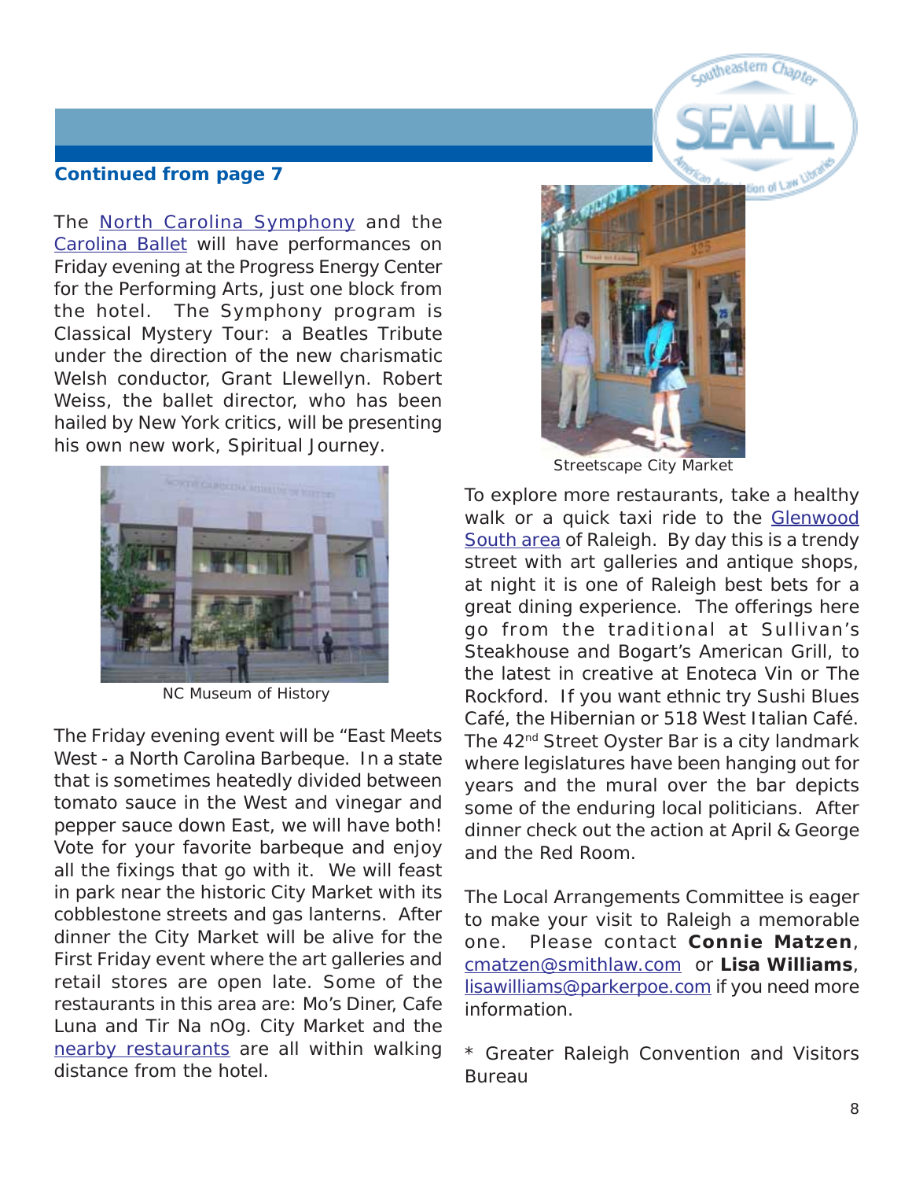**Continued from page 7**

The North Carolina Symphony and the Carolina Ballet will have performances on Friday evening at the Progress Energy Center for the Performing Arts, just one block from the hotel. The Symphony program is Classical Mystery Tour: a Beatles Tribute under the direction of the new charismatic Welsh conductor, Grant Llewellyn. Robert Weiss, the ballet director, who has been hailed by New York critics, will be presenting his own new work, Spiritual Journey.

NC Museum of History

The Friday evening event will be "East Meets West - a North Carolina Barbeque. In a state that is sometimes heatedly divided between tomato sauce in the West and vinegar and pepper sauce down East, we will have both! Vote for your favorite barbeque and enjoy all the fixings that go with it. We will feast in park near the historic City Market with its cobblestone streets and gas lanterns. After dinner the City Market will be alive for the First Friday event where the art galleries and retail stores are open late. Some of the restaurants in this area are: Mo's Diner, Cafe Luna and Tir Na nOg. City Market and the nearby restaurants are all within walking distance from the hotel.

Streetscape City Market

To explore more restaurants, take a healthy walk or a quick taxi ride to the Glenwood South area of Raleigh. By day this is a trendy street with art galleries and antique shops, at night it is one of Raleigh best bets for a great dining experience. The offerings here go from the traditional at Sullivan's Steakhouse and Bogart's American Grill, to the latest in creative at Enoteca Vin or The Rockford. If you want ethnic try Sushi Blues Café, the Hibernian or 518 West Italian Café. The 42nd Street Oyster Bar is a city landmark where legislatures have been hanging out for years and the mural over the bar depicts some of the enduring local politicians. After dinner check out the action at April & George and the Red Room.

The Local Arrangements Committee is eager to make your visit to Raleigh a memorable one. Please contact **Connie Matzen**, cmatzen@smithlaw.com or **Lisa Williams**, lisawilliams@parkerpoe.com if you need more information.

* Greater Raleigh Convention and Visitors Bureau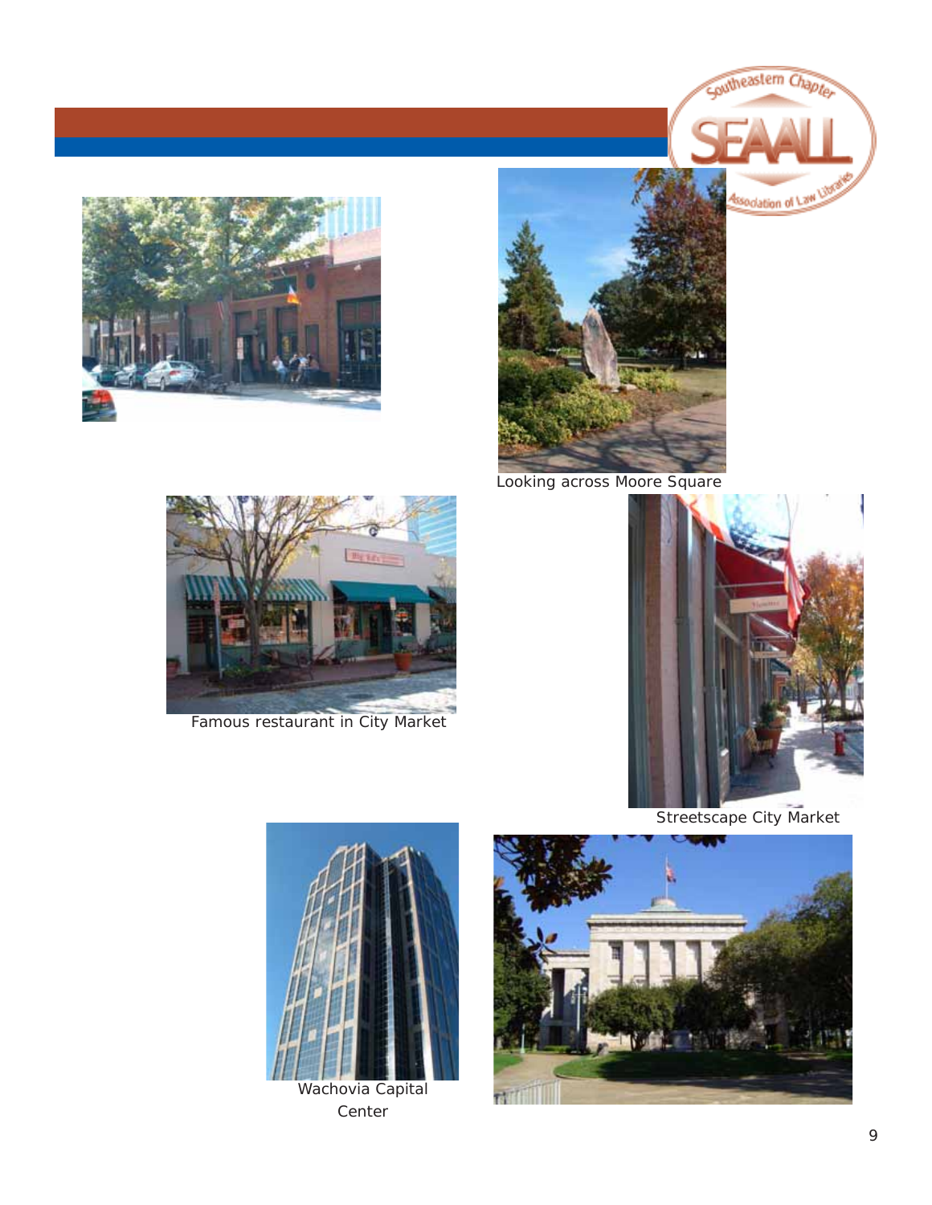Looking across Moore Square

Famous restaurant in City Market

Streetscape City Market

Wachovia Capital Center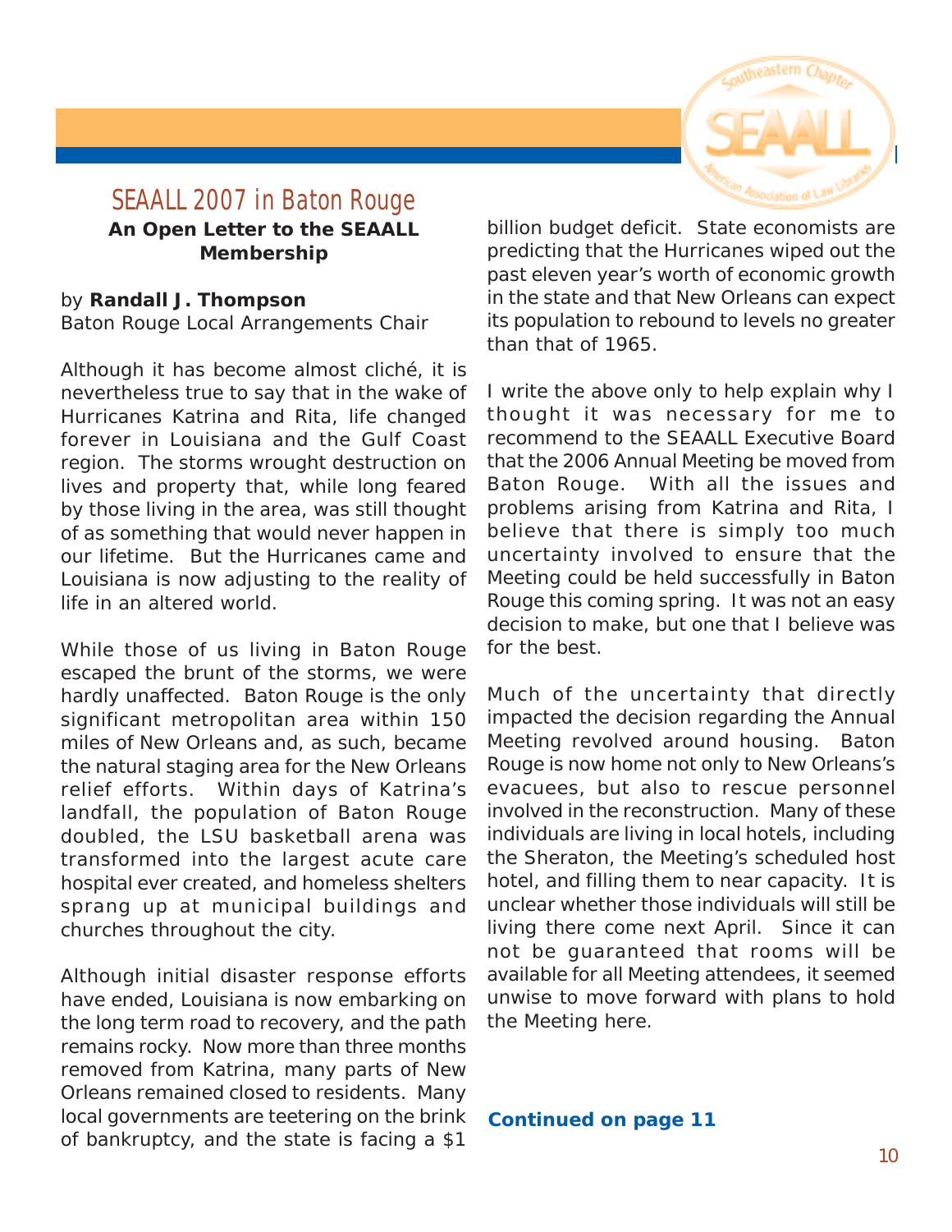## SEAALL 2007 in Baton Rouge

**An Open Letter to the SEAALL Membership**

by **Randall J. Thompson**
Baton Rouge Local Arrangements Chair

Although it has become almost cliché, it is nevertheless true to say that in the wake of Hurricanes Katrina and Rita, life changed forever in Louisiana and the Gulf Coast region. The storms wrought destruction on lives and property that, while long feared by those living in the area, was still thought of as something that would never happen in our lifetime. But the Hurricanes came and Louisiana is now adjusting to the reality of life in an altered world.

While those of us living in Baton Rouge escaped the brunt of the storms, we were hardly unaffected. Baton Rouge is the only significant metropolitan area within 150 miles of New Orleans and, as such, became the natural staging area for the New Orleans relief efforts. Within days of Katrina's landfall, the population of Baton Rouge doubled, the LSU basketball arena was transformed into the largest acute care hospital ever created, and homeless shelters sprang up at municipal buildings and churches throughout the city.

Although initial disaster response efforts have ended, Louisiana is now embarking on the long term road to recovery, and the path remains rocky. Now more than three months removed from Katrina, many parts of New Orleans remained closed to residents. Many local governments are teetering on the brink of bankruptcy, and the state is facing a $1 billion budget deficit. State economists are predicting that the Hurricanes wiped out the past eleven year's worth of economic growth in the state and that New Orleans can expect its population to rebound to levels no greater than that of 1965.

I write the above only to help explain why I thought it was necessary for me to recommend to the SEAALL Executive Board that the 2006 Annual Meeting be moved from Baton Rouge. With all the issues and problems arising from Katrina and Rita, I believe that there is simply too much uncertainty involved to ensure that the Meeting could be held successfully in Baton Rouge this coming spring. It was not an easy decision to make, but one that I believe was for the best.

Much of the uncertainty that directly impacted the decision regarding the Annual Meeting revolved around housing. Baton Rouge is now home not only to New Orleans's evacuees, but also to rescue personnel involved in the reconstruction. Many of these individuals are living in local hotels, including the Sheraton, the Meeting's scheduled host hotel, and filling them to near capacity. It is unclear whether those individuals will still be living there come next April. Since it can not be guaranteed that rooms will be available for all Meeting attendees, it seemed unwise to move forward with plans to hold the Meeting here.

**Continued on page 11**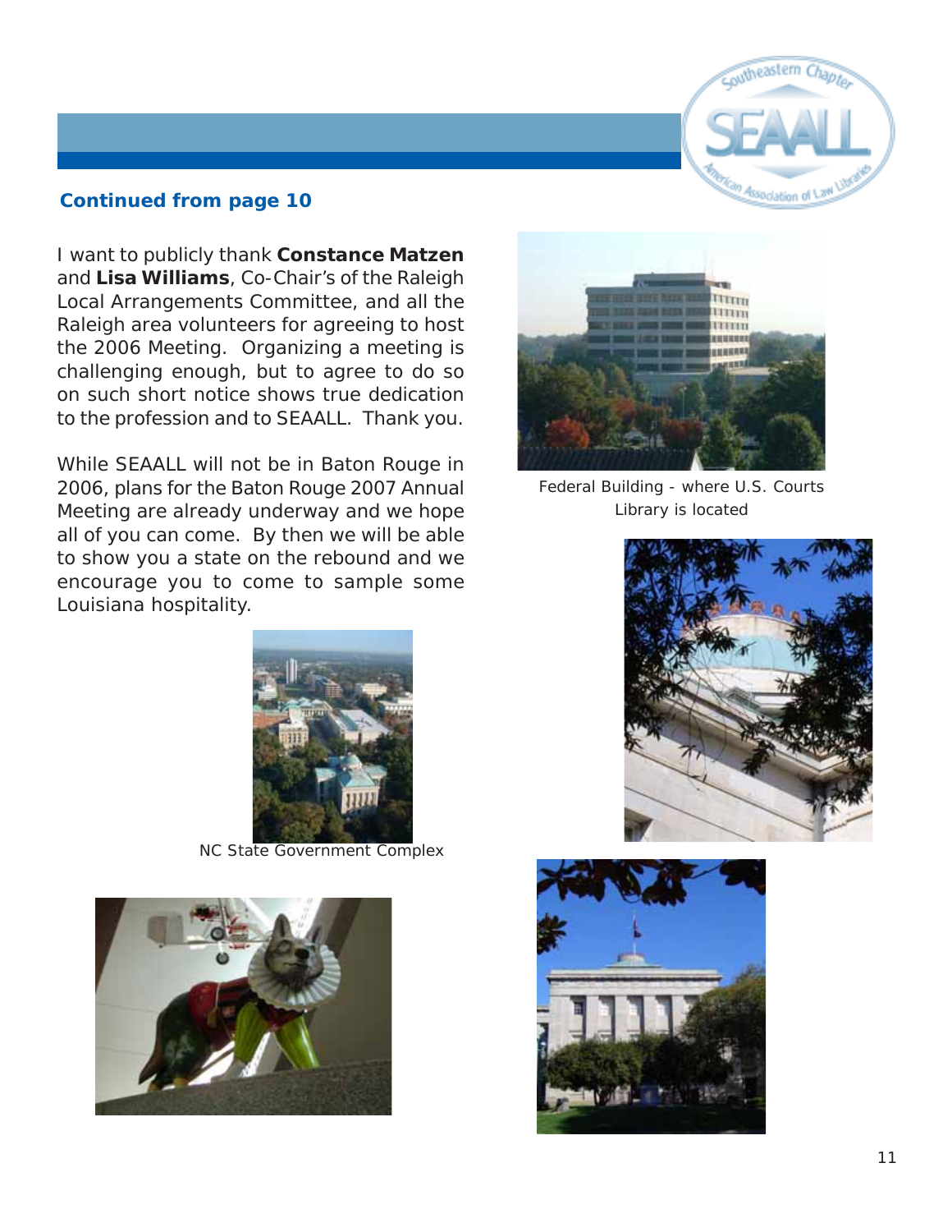**Continued from page 10**

I want to publicly thank **Constance Matzen** and **Lisa Williams**, Co-Chair's of the Raleigh Local Arrangements Committee, and all the Raleigh area volunteers for agreeing to host the 2006 Meeting. Organizing a meeting is challenging enough, but to agree to do so on such short notice shows true dedication to the profession and to SEAALL. Thank you.

While SEAALL will not be in Baton Rouge in 2006, plans for the Baton Rouge 2007 Annual Meeting are already underway and we hope all of you can come. By then we will be able to show you a state on the rebound and we encourage you to come to sample some Louisiana hospitality.

Federal Building - where U.S. Courts Library is located

NC State Government Complex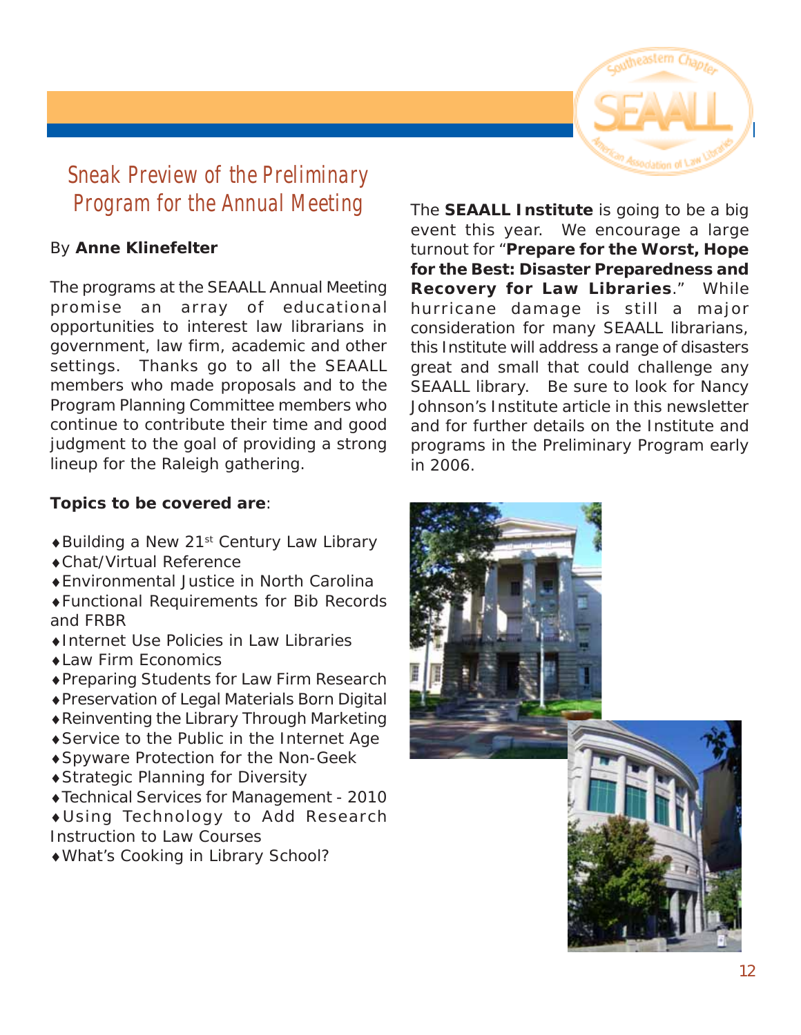# Sneak Preview of the Preliminary Program for the Annual Meeting

By **Anne Klinefelter**

The programs at the SEAALL Annual Meeting promise an array of educational opportunities to interest law librarians in government, law firm, academic and other settings. Thanks go to all the SEAALL members who made proposals and to the Program Planning Committee members who continue to contribute their time and good judgment to the goal of providing a strong lineup for the Raleigh gathering.

**Topics to be covered are**:

- Building a New 21st Century Law Library
- Chat/Virtual Reference
- Environmental Justice in North Carolina
- Functional Requirements for Bib Records and FRBR
- Internet Use Policies in Law Libraries
- Law Firm Economics
- Preparing Students for Law Firm Research
- Preservation of Legal Materials Born Digital
- Reinventing the Library Through Marketing
- Service to the Public in the Internet Age
- Spyware Protection for the Non-Geek
- Strategic Planning for Diversity
- Technical Services for Management - 2010
- Using Technology to Add Research Instruction to Law Courses
- What's Cooking in Library School?

The **SEAALL Institute** is going to be a big event this year. We encourage a large turnout for "**Prepare for the Worst, Hope for the Best: Disaster Preparedness and Recovery for Law Libraries**." While hurricane damage is still a major consideration for many SEAALL librarians, this Institute will address a range of disasters great and small that could challenge any SEAALL library. Be sure to look for Nancy Johnson's Institute article in this newsletter and for further details on the Institute and programs in the Preliminary Program early in 2006.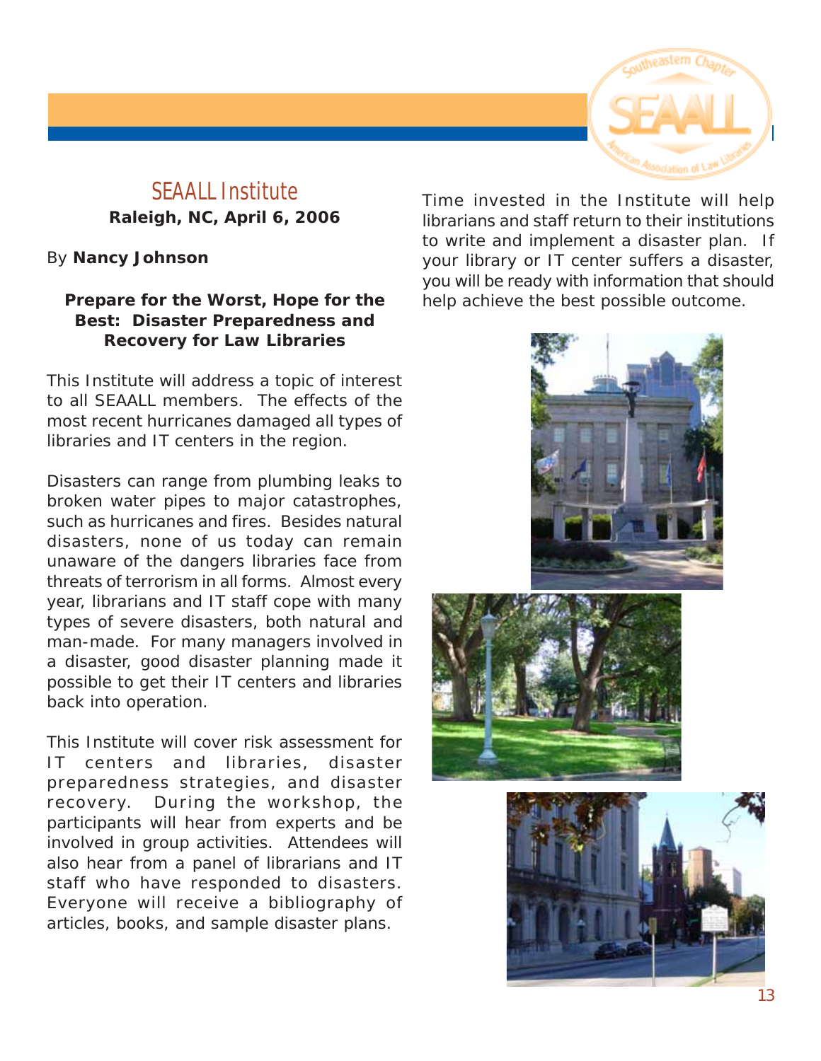# SEAALL Institute

**Raleigh, NC, April 6, 2006**

By **Nancy Johnson**

### Prepare for the Worst, Hope for the Best: Disaster Preparedness and Recovery for Law Libraries

This Institute will address a topic of interest to all SEAALL members. The effects of the most recent hurricanes damaged all types of libraries and IT centers in the region.

Disasters can range from plumbing leaks to broken water pipes to major catastrophes, such as hurricanes and fires. Besides natural disasters, none of us today can remain unaware of the dangers libraries face from threats of terrorism in all forms. Almost every year, librarians and IT staff cope with many types of severe disasters, both natural and man-made. For many managers involved in a disaster, good disaster planning made it possible to get their IT centers and libraries back into operation.

This Institute will cover risk assessment for IT centers and libraries, disaster preparedness strategies, and disaster recovery. During the workshop, the participants will hear from experts and be involved in group activities. Attendees will also hear from a panel of librarians and IT staff who have responded to disasters. Everyone will receive a bibliography of articles, books, and sample disaster plans.

Time invested in the Institute will help librarians and staff return to their institutions to write and implement a disaster plan. If your library or IT center suffers a disaster, you will be ready with information that should help achieve the best possible outcome.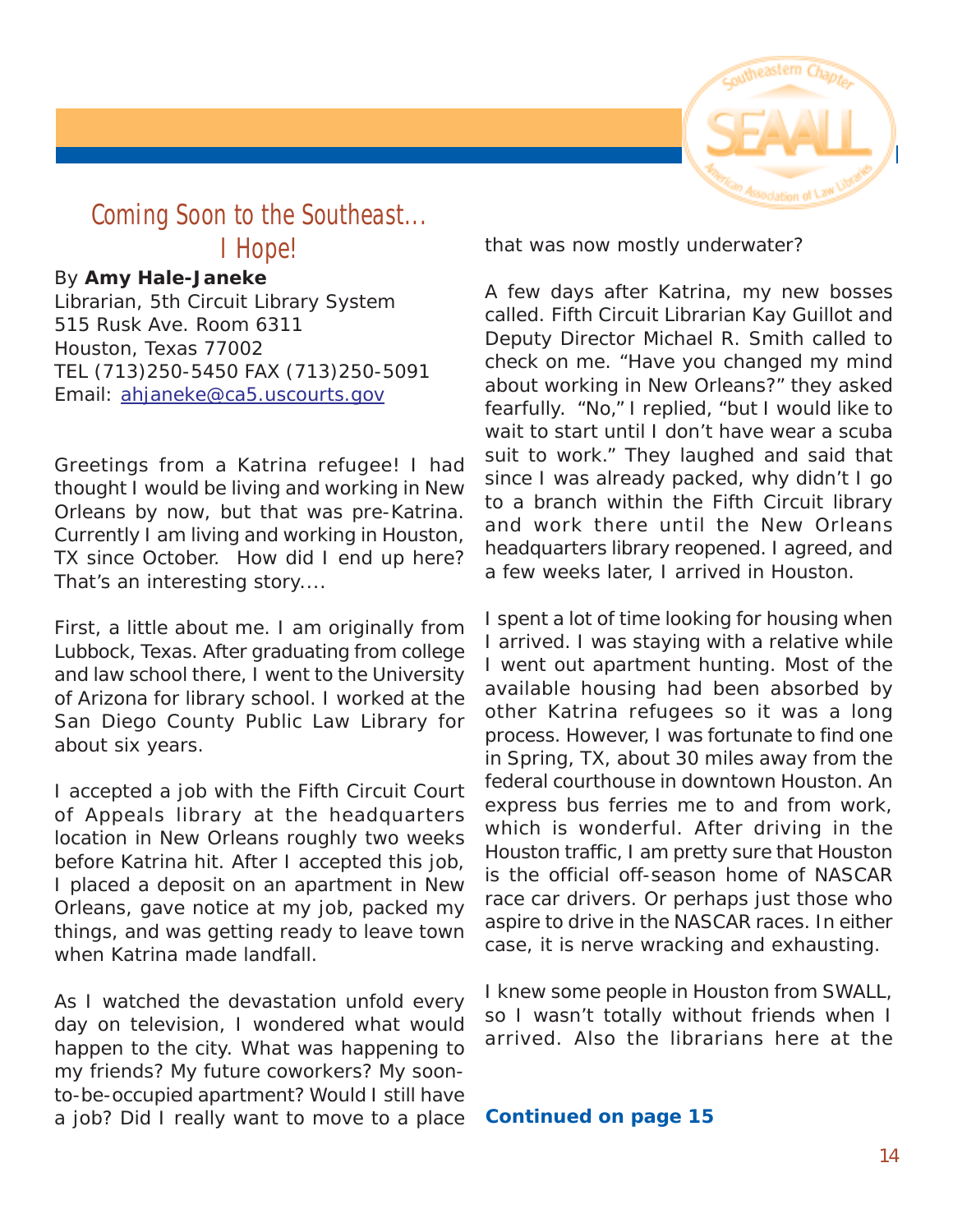## Coming Soon to the Southeast… I Hope!

By **Amy Hale-Janeke**
Librarian, 5th Circuit Library System
515 Rusk Ave. Room 6311
Houston, Texas 77002
TEL (713)250-5450 FAX (713)250-5091
Email: ahjaneke@ca5.uscourts.gov

Greetings from a Katrina refugee! I had thought I would be living and working in New Orleans by now, but that was pre-Katrina. Currently I am living and working in Houston, TX since October. How did I end up here? That's an interesting story….

First, a little about me. I am originally from Lubbock, Texas. After graduating from college and law school there, I went to the University of Arizona for library school. I worked at the San Diego County Public Law Library for about six years.

I accepted a job with the Fifth Circuit Court of Appeals library at the headquarters location in New Orleans roughly two weeks before Katrina hit. After I accepted this job, I placed a deposit on an apartment in New Orleans, gave notice at my job, packed my things, and was getting ready to leave town when Katrina made landfall.

As I watched the devastation unfold every day on television, I wondered what would happen to the city. What was happening to my friends? My future coworkers? My soon-to-be-occupied apartment? Would I still have a job? Did I really want to move to a place that was now mostly underwater?

A few days after Katrina, my new bosses called. Fifth Circuit Librarian Kay Guillot and Deputy Director Michael R. Smith called to check on me. "Have you changed my mind about working in New Orleans?" they asked fearfully. "No," I replied, "but I would like to wait to start until I don't have wear a scuba suit to work." They laughed and said that since I was already packed, why didn't I go to a branch within the Fifth Circuit library and work there until the New Orleans headquarters library reopened. I agreed, and a few weeks later, I arrived in Houston.

I spent a lot of time looking for housing when I arrived. I was staying with a relative while I went out apartment hunting. Most of the available housing had been absorbed by other Katrina refugees so it was a long process. However, I was fortunate to find one in Spring, TX, about 30 miles away from the federal courthouse in downtown Houston. An express bus ferries me to and from work, which is wonderful. After driving in the Houston traffic, I am pretty sure that Houston is the official off-season home of NASCAR race car drivers. Or perhaps just those who aspire to drive in the NASCAR races. In either case, it is nerve wracking and exhausting.

I knew some people in Houston from SWALL, so I wasn't totally without friends when I arrived. Also the librarians here at the

**Continued on page 15**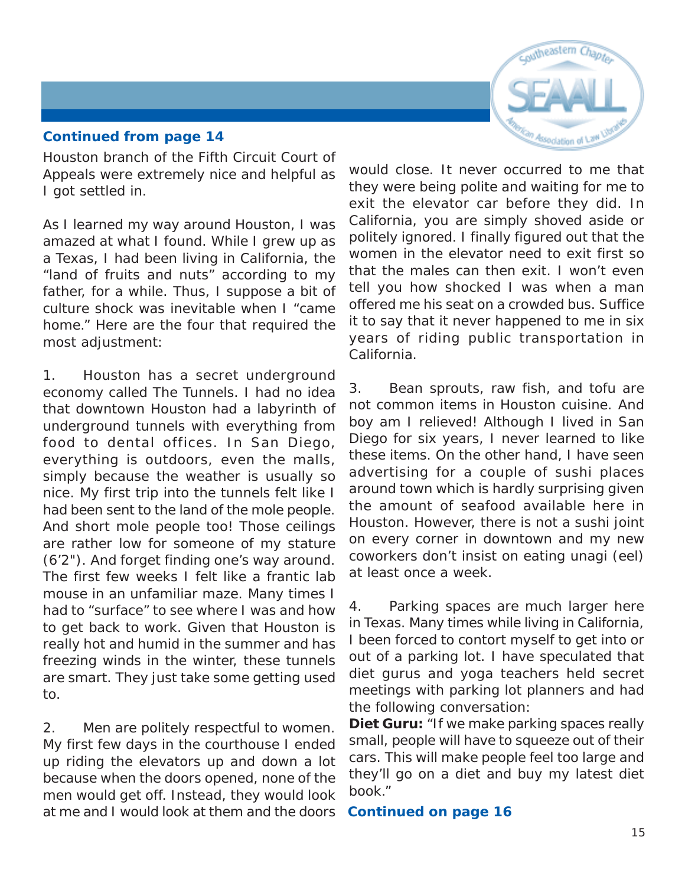**Continued from page 14**

Houston branch of the Fifth Circuit Court of Appeals were extremely nice and helpful as I got settled in.

As I learned my way around Houston, I was amazed at what I found. While I grew up as a Texas, I had been living in California, the "land of fruits and nuts" according to my father, for a while. Thus, I suppose a bit of culture shock was inevitable when I "came home." Here are the four that required the most adjustment:

1. Houston has a secret underground economy called The Tunnels. I had no idea that downtown Houston had a labyrinth of underground tunnels with everything from food to dental offices. In San Diego, everything is outdoors, even the malls, simply because the weather is usually so nice. My first trip into the tunnels felt like I had been sent to the land of the mole people. And short mole people too! Those ceilings are rather low for someone of my stature (6'2"). And forget finding one's way around. The first few weeks I felt like a frantic lab mouse in an unfamiliar maze. Many times I had to "surface" to see where I was and how to get back to work. Given that Houston is really hot and humid in the summer and has freezing winds in the winter, these tunnels are smart. They just take some getting used to.

2. Men are politely respectful to women. My first few days in the courthouse I ended up riding the elevators up and down a lot because when the doors opened, none of the men would get off. Instead, they would look at me and I would look at them and the doors would close. It never occurred to me that they were being polite and waiting for me to exit the elevator car before they did. In California, you are simply shoved aside or politely ignored. I finally figured out that the women in the elevator need to exit first so that the males can then exit. I won't even tell you how shocked I was when a man offered me his seat on a crowded bus. Suffice it to say that it never happened to me in six years of riding public transportation in California.

3. Bean sprouts, raw fish, and tofu are not common items in Houston cuisine. And boy am I relieved! Although I lived in San Diego for six years, I never learned to like these items. On the other hand, I have seen advertising for a couple of sushi places around town which is hardly surprising given the amount of seafood available here in Houston. However, there is not a sushi joint on every corner in downtown and my new coworkers don't insist on eating unagi (eel) at least once a week.

4. Parking spaces are much larger here in Texas. Many times while living in California, I been forced to contort myself to get into or out of a parking lot. I have speculated that diet gurus and yoga teachers held secret meetings with parking lot planners and had the following conversation:

**Diet Guru:** "If we make parking spaces really small, people will have to squeeze out of their cars. This will make people feel too large and they'll go on a diet and buy my latest diet book."

**Continued on page 16**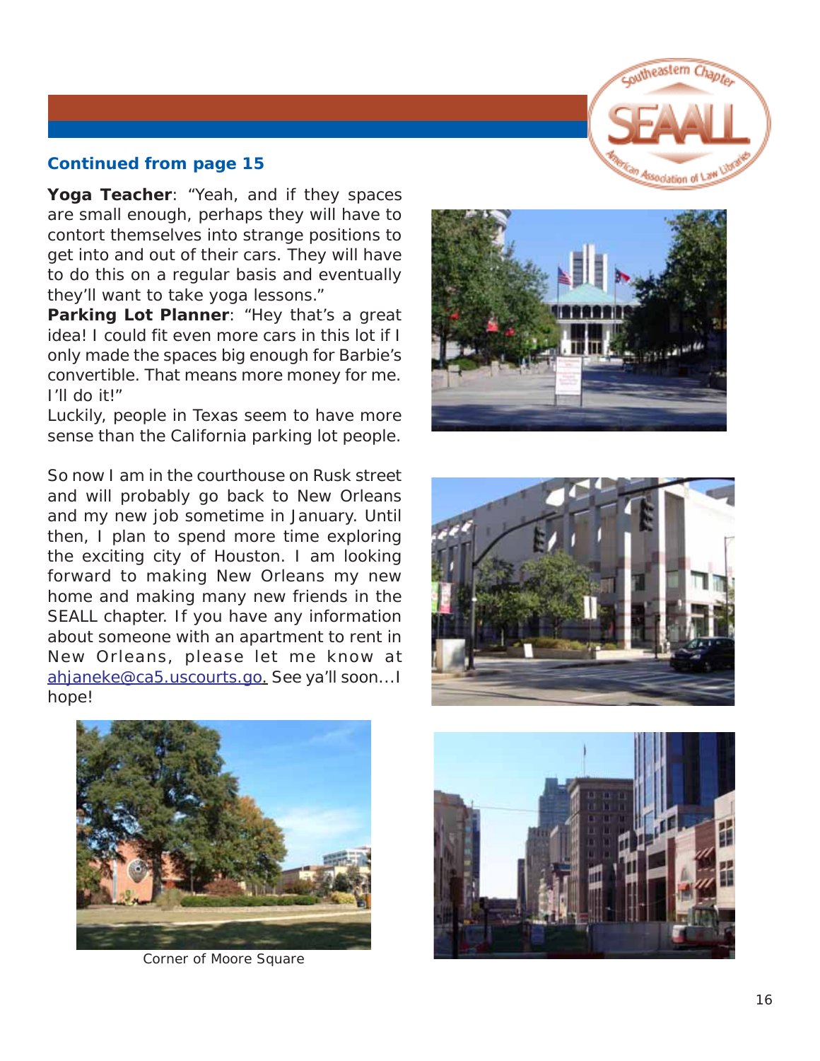**Continued from page 15**

**Yoga Teacher**: "Yeah, and if they spaces are small enough, perhaps they will have to contort themselves into strange positions to get into and out of their cars. They will have to do this on a regular basis and eventually they'll want to take yoga lessons."

**Parking Lot Planner**: "Hey that's a great idea! I could fit even more cars in this lot if I only made the spaces big enough for Barbie's convertible. That means more money for me. I'll do it!"

Luckily, people in Texas seem to have more sense than the California parking lot people.

So now I am in the courthouse on Rusk street and will probably go back to New Orleans and my new job sometime in January. Until then, I plan to spend more time exploring the exciting city of Houston. I am looking forward to making New Orleans my new home and making many new friends in the SEALL chapter. If you have any information about someone with an apartment to rent in New Orleans, please let me know at ahjaneke@ca5.uscourts.go. See ya'll soon...I hope!

Corner of Moore Square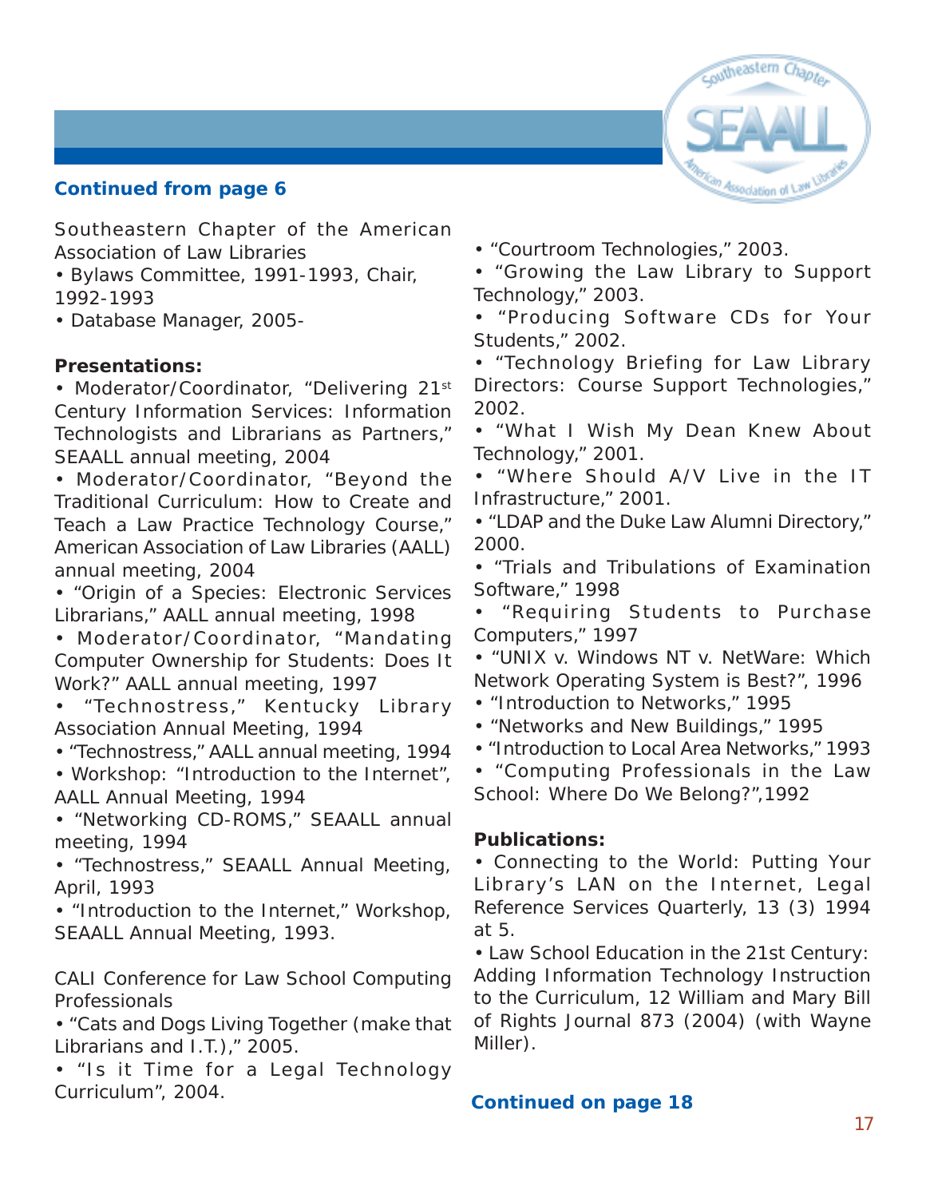**Continued from page 6**

Southeastern Chapter of the American Association of Law Libraries

- Bylaws Committee, 1991-1993, Chair, 1992-1993
- Database Manager, 2005-

**Presentations:**

- Moderator/Coordinator, "Delivering 21st Century Information Services: Information Technologists and Librarians as Partners," SEAALL annual meeting, 2004
- Moderator/Coordinator, "Beyond the Traditional Curriculum: How to Create and Teach a Law Practice Technology Course," American Association of Law Libraries (AALL) annual meeting, 2004
- "Origin of a Species: Electronic Services Librarians," AALL annual meeting, 1998
- Moderator/Coordinator, "Mandating Computer Ownership for Students: Does It Work?" AALL annual meeting, 1997
- "Technostress," Kentucky Library Association Annual Meeting, 1994
- "Technostress," AALL annual meeting, 1994
- Workshop: "Introduction to the Internet", AALL Annual Meeting, 1994
- "Networking CD-ROMS," SEAALL annual meeting, 1994
- "Technostress," SEAALL Annual Meeting, April, 1993
- "Introduction to the Internet," Workshop, SEAALL Annual Meeting, 1993.

CALI Conference for Law School Computing Professionals

- "Cats and Dogs Living Together (make that Librarians and I.T.)," 2005.
- "Is it Time for a Legal Technology Curriculum", 2004.
- "Courtroom Technologies," 2003.
- "Growing the Law Library to Support Technology," 2003.
- "Producing Software CDs for Your Students," 2002.
- "Technology Briefing for Law Library Directors: Course Support Technologies," 2002.
- "What I Wish My Dean Knew About Technology," 2001.
- "Where Should A/V Live in the IT Infrastructure," 2001.
- "LDAP and the Duke Law Alumni Directory," 2000.
- "Trials and Tribulations of Examination Software," 1998
- "Requiring Students to Purchase Computers," 1997
- "UNIX v. Windows NT v. NetWare: Which Network Operating System is Best?", 1996
- "Introduction to Networks," 1995
- "Networks and New Buildings," 1995
- "Introduction to Local Area Networks," 1993
- "Computing Professionals in the Law School: Where Do We Belong?",1992

**Publications:**

- Connecting to the World: Putting Your Library's LAN on the Internet, Legal Reference Services Quarterly, 13 (3) 1994 at 5.
- Law School Education in the 21st Century: Adding Information Technology Instruction to the Curriculum, 12 William and Mary Bill of Rights Journal 873 (2004) (with Wayne Miller).

**Continued on page 18**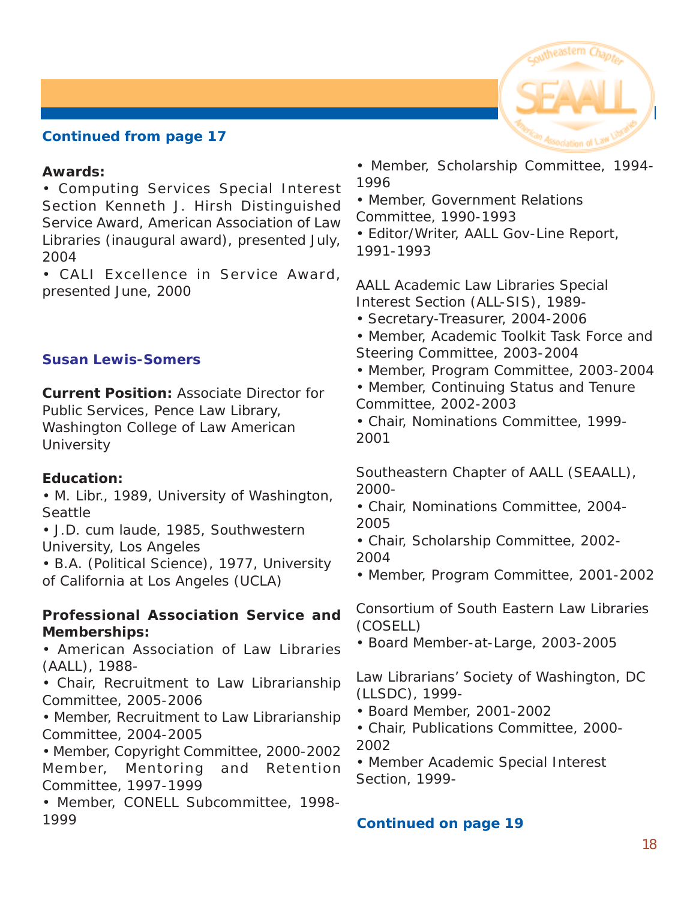**Continued from page 17**

**Awards:**

- Computing Services Special Interest Section Kenneth J. Hirsh Distinguished Service Award, American Association of Law Libraries (inaugural award), presented July, 2004
- CALI Excellence in Service Award, presented June, 2000

### Susan Lewis-Somers

**Current Position:** Associate Director for Public Services, Pence Law Library, Washington College of Law American University

**Education:**

- M. Libr., 1989, University of Washington, Seattle
- J.D. cum laude, 1985, Southwestern University, Los Angeles
- B.A. (Political Science), 1977, University of California at Los Angeles (UCLA)

**Professional Association Service and Memberships:**

- American Association of Law Libraries (AALL), 1988-
- Chair, Recruitment to Law Librarianship Committee, 2005-2006
- Member, Recruitment to Law Librarianship Committee, 2004-2005
- Member, Copyright Committee, 2000-2002 Member, Mentoring and Retention Committee, 1997-1999
- Member, CONELL Subcommittee, 1998-1999
- Member, Scholarship Committee, 1994-1996
- Member, Government Relations Committee, 1990-1993
- Editor/Writer, AALL Gov-Line Report, 1991-1993

AALL Academic Law Libraries Special Interest Section (ALL-SIS), 1989-

- Secretary-Treasurer, 2004-2006
- Member, Academic Toolkit Task Force and Steering Committee, 2003-2004
- Member, Program Committee, 2003-2004
- Member, Continuing Status and Tenure Committee, 2002-2003
- Chair, Nominations Committee, 1999-2001

Southeastern Chapter of AALL (SEAALL), 2000-

- Chair, Nominations Committee, 2004-2005
- Chair, Scholarship Committee, 2002-2004
- Member, Program Committee, 2001-2002

Consortium of South Eastern Law Libraries (COSELL)

- Board Member-at-Large, 2003-2005

Law Librarians' Society of Washington, DC (LLSDC), 1999-

- Board Member, 2001-2002
- Chair, Publications Committee, 2000-2002
- Member Academic Special Interest Section, 1999-

**Continued on page 19**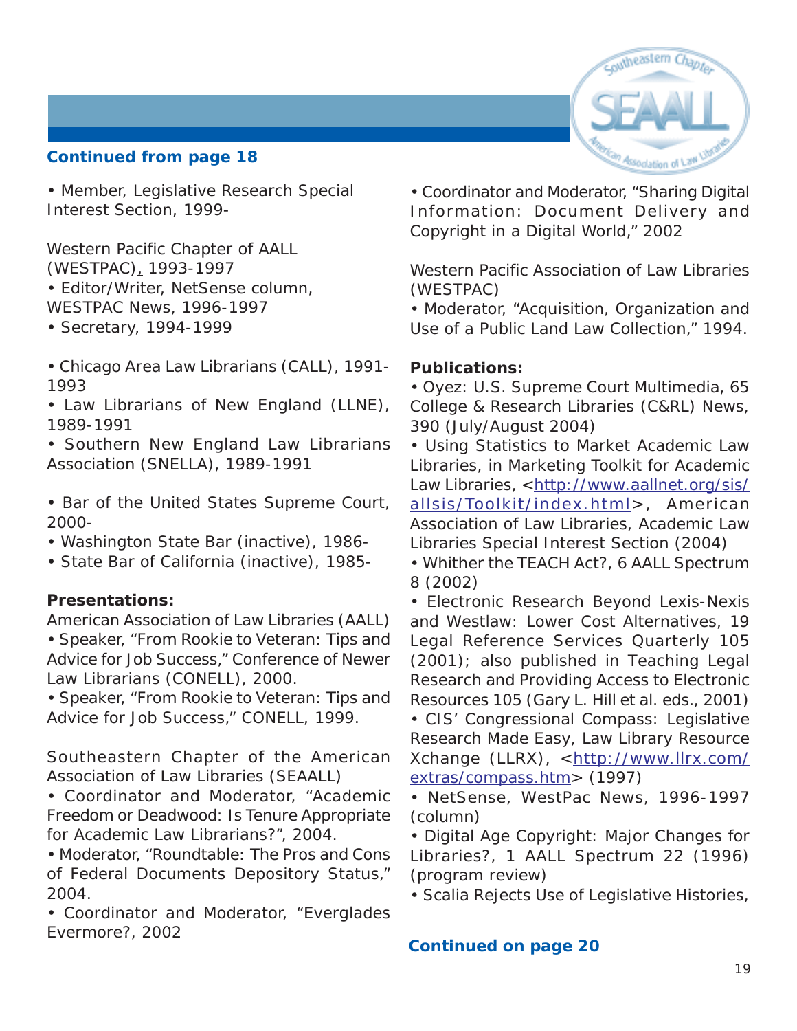**Continued from page 18**

- Member, Legislative Research Special Interest Section, 1999-

Western Pacific Chapter of AALL (WESTPAC), 1993-1997

- Editor/Writer, NetSense column, WESTPAC News, 1996-1997
- Secretary, 1994-1999

- Chicago Area Law Librarians (CALL), 1991-1993
- Law Librarians of New England (LLNE), 1989-1991
- Southern New England Law Librarians Association (SNELLA), 1989-1991

- Bar of the United States Supreme Court, 2000-
- Washington State Bar (inactive), 1986-
- State Bar of California (inactive), 1985-

**Presentations:**

American Association of Law Libraries (AALL)

- Speaker, "From Rookie to Veteran: Tips and Advice for Job Success," Conference of Newer Law Librarians (CONELL), 2000.
- Speaker, "From Rookie to Veteran: Tips and Advice for Job Success," CONELL, 1999.

Southeastern Chapter of the American Association of Law Libraries (SEAALL)

- Coordinator and Moderator, "Academic Freedom or Deadwood: Is Tenure Appropriate for Academic Law Librarians?", 2004.
- Moderator, "Roundtable: The Pros and Cons of Federal Documents Depository Status," 2004.
- Coordinator and Moderator, "Everglades Evermore?, 2002
- Coordinator and Moderator, "Sharing Digital Information: Document Delivery and Copyright in a Digital World," 2002

Western Pacific Association of Law Libraries (WESTPAC)

- Moderator, "Acquisition, Organization and Use of a Public Land Law Collection," 1994.

**Publications:**

- Oyez: U.S. Supreme Court Multimedia, 65 College & Research Libraries (C&RL) News, 390 (July/August 2004)
- Using Statistics to Market Academic Law Libraries, in Marketing Toolkit for Academic Law Libraries, <http://www.aallnet.org/sis/allsis/Toolkit/index.html>, American Association of Law Libraries, Academic Law Libraries Special Interest Section (2004)
- Whither the TEACH Act?, 6 AALL Spectrum 8 (2002)
- Electronic Research Beyond Lexis-Nexis and Westlaw: Lower Cost Alternatives, 19 Legal Reference Services Quarterly 105 (2001); also published in Teaching Legal Research and Providing Access to Electronic Resources 105 (Gary L. Hill et al. eds., 2001)
- CIS' Congressional Compass: Legislative Research Made Easy, Law Library Resource Xchange (LLRX), <http://www.llrx.com/extras/compass.htm> (1997)
- NetSense, WestPac News, 1996-1997 (column)
- Digital Age Copyright: Major Changes for Libraries?, 1 AALL Spectrum 22 (1996) (program review)
- Scalia Rejects Use of Legislative Histories,

**Continued on page 20**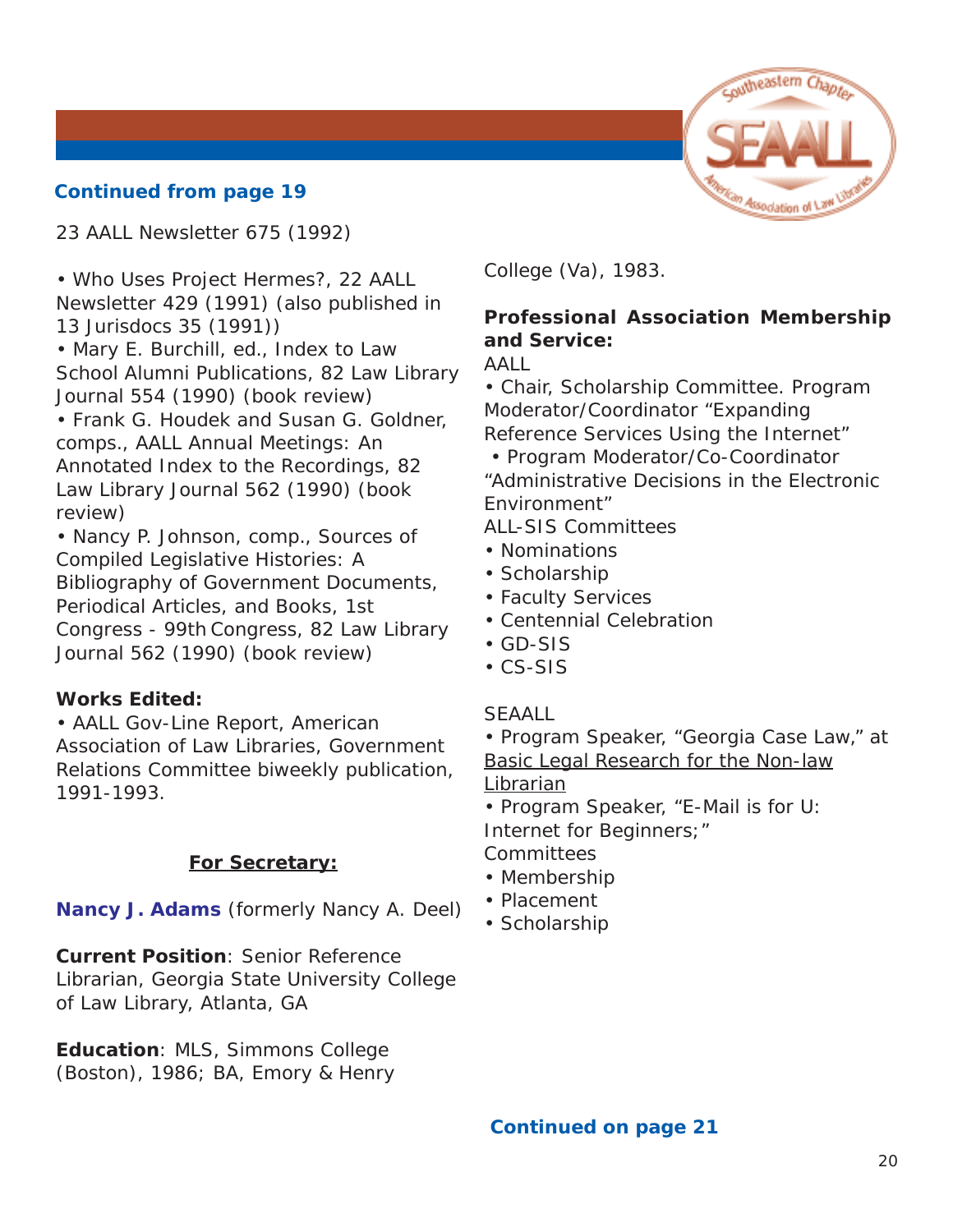**Continued from page 19**

23 AALL Newsletter 675 (1992)

- Who Uses Project Hermes?, 22 AALL Newsletter 429 (1991) (also published in 13 Jurisdocs 35 (1991))
- Mary E. Burchill, ed., Index to Law School Alumni Publications, 82 Law Library Journal 554 (1990) (book review)
- Frank G. Houdek and Susan G. Goldner, comps., AALL Annual Meetings: An Annotated Index to the Recordings, 82 Law Library Journal 562 (1990) (book review)
- Nancy P. Johnson, comp., Sources of Compiled Legislative Histories: A Bibliography of Government Documents, Periodical Articles, and Books, 1st Congress - 99th Congress, 82 Law Library Journal 562 (1990) (book review)

**Works Edited:**

- AALL Gov-Line Report, American Association of Law Libraries, Government Relations Committee biweekly publication, 1991-1993.

## For Secretary:

**Nancy J. Adams** (formerly Nancy A. Deel)

**Current Position**: Senior Reference Librarian, Georgia State University College of Law Library, Atlanta, GA

**Education**: MLS, Simmons College (Boston), 1986; BA, Emory & Henry College (Va), 1983.

**Professional Association Membership and Service:**

AALL

- Chair, Scholarship Committee. Program Moderator/Coordinator "Expanding Reference Services Using the Internet"
- Program Moderator/Co-Coordinator "Administrative Decisions in the Electronic Environment"

ALL-SIS Committees

- Nominations
- Scholarship
- Faculty Services
- Centennial Celebration
- GD-SIS
- CS-SIS

SEAALL

- Program Speaker, "Georgia Case Law," at Basic Legal Research for the Non-law Librarian
- Program Speaker, "E-Mail is for U: Internet for Beginners;"

Committees

- Membership
- Placement
- Scholarship

**Continued on page 21**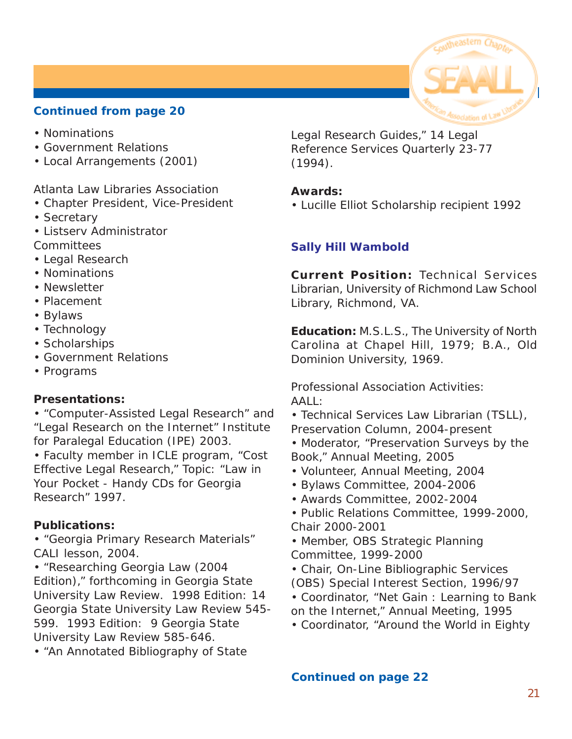**Continued from page 20**

- Nominations
- Government Relations
- Local Arrangements (2001)

Atlanta Law Libraries Association

- Chapter President, Vice-President
- Secretary
- Listserv Administrator

Committees

- Legal Research
- Nominations
- Newsletter
- Placement
- Bylaws
- Technology
- Scholarships
- Government Relations
- Programs

**Presentations:**

- "Computer-Assisted Legal Research" and "Legal Research on the Internet" Institute for Paralegal Education (IPE) 2003.
- Faculty member in ICLE program, "Cost Effective Legal Research," Topic: "Law in Your Pocket - Handy CDs for Georgia Research" 1997.

**Publications:**

- "Georgia Primary Research Materials" CALI lesson, 2004.
- "Researching Georgia Law (2004 Edition)," forthcoming in Georgia State University Law Review. 1998 Edition: 14 Georgia State University Law Review 545-599. 1993 Edition: 9 Georgia State University Law Review 585-646.
- "An Annotated Bibliography of State Legal Research Guides," 14 Legal Reference Services Quarterly 23-77 (1994).

**Awards:**

- Lucille Elliot Scholarship recipient 1992

### Sally Hill Wambold

**Current Position:** Technical Services Librarian, University of Richmond Law School Library, Richmond, VA.

**Education:** M.S.L.S., The University of North Carolina at Chapel Hill, 1979; B.A., Old Dominion University, 1969.

Professional Association Activities:
AALL:

- Technical Services Law Librarian (TSLL), Preservation Column, 2004-present
- Moderator, "Preservation Surveys by the Book," Annual Meeting, 2005
- Volunteer, Annual Meeting, 2004
- Bylaws Committee, 2004-2006
- Awards Committee, 2002-2004
- Public Relations Committee, 1999-2000, Chair 2000-2001
- Member, OBS Strategic Planning Committee, 1999-2000
- Chair, On-Line Bibliographic Services (OBS) Special Interest Section, 1996/97
- Coordinator, "Net Gain : Learning to Bank on the Internet," Annual Meeting, 1995
- Coordinator, "Around the World in Eighty

**Continued on page 22**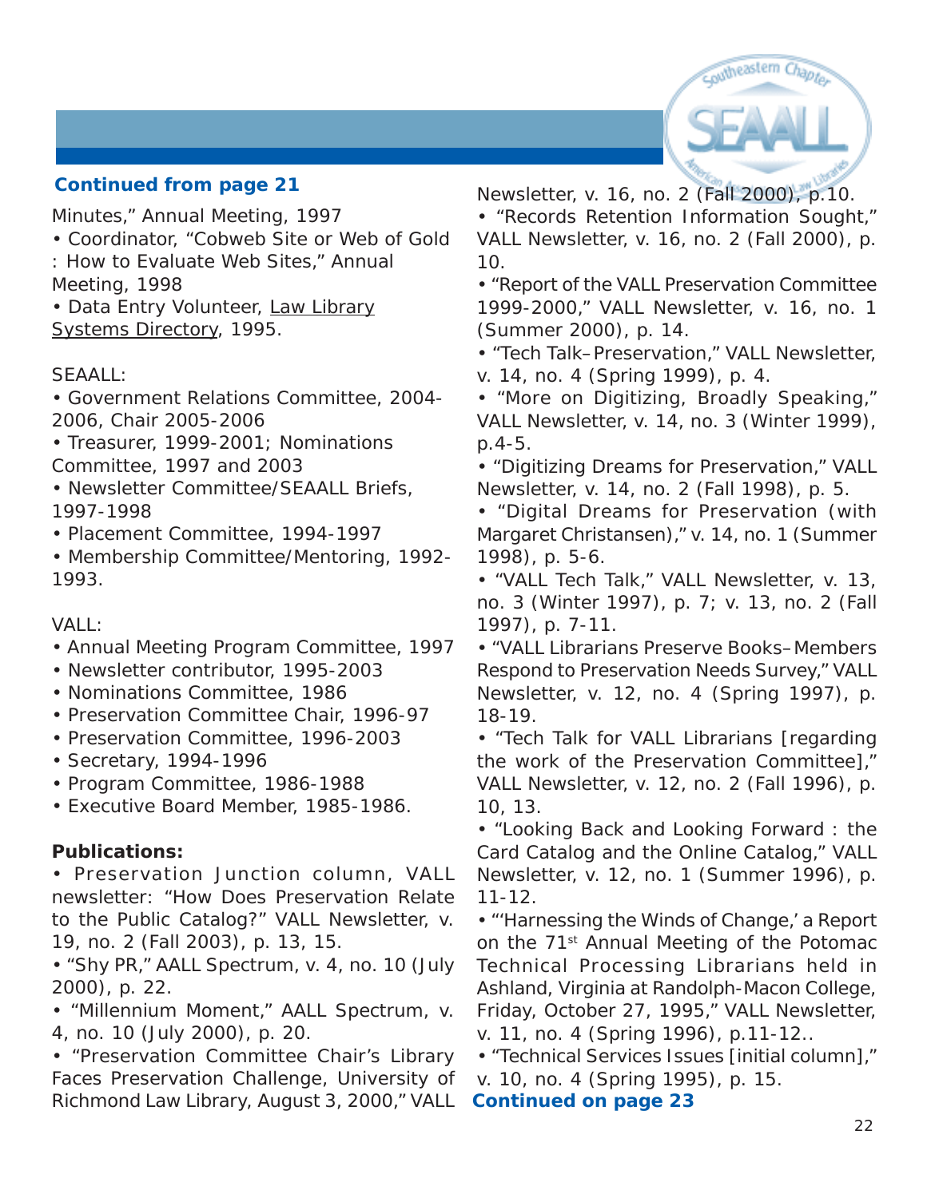**Continued from page 21**

Minutes," Annual Meeting, 1997

- Coordinator, "Cobweb Site or Web of Gold : How to Evaluate Web Sites," Annual Meeting, 1998
- Data Entry Volunteer, Law Library Systems Directory, 1995.

SEAALL:

- Government Relations Committee, 2004-2006, Chair 2005-2006
- Treasurer, 1999-2001; Nominations Committee, 1997 and 2003
- Newsletter Committee/SEAALL Briefs, 1997-1998
- Placement Committee, 1994-1997
- Membership Committee/Mentoring, 1992-1993.

VALL:

- Annual Meeting Program Committee, 1997
- Newsletter contributor, 1995-2003
- Nominations Committee, 1986
- Preservation Committee Chair, 1996-97
- Preservation Committee, 1996-2003
- Secretary, 1994-1996
- Program Committee, 1986-1988
- Executive Board Member, 1985-1986.

**Publications:**

- Preservation Junction column, VALL newsletter: "How Does Preservation Relate to the Public Catalog?" VALL Newsletter, v. 19, no. 2 (Fall 2003), p. 13, 15.
- "Shy PR," AALL Spectrum, v. 4, no. 10 (July 2000), p. 22.
- "Millennium Moment," AALL Spectrum, v. 4, no. 10 (July 2000), p. 20.
- "Preservation Committee Chair's Library Faces Preservation Challenge, University of Richmond Law Library, August 3, 2000," VALL Newsletter, v. 16, no. 2 (Fall 2000), p.10.
- "Records Retention Information Sought," VALL Newsletter, v. 16, no. 2 (Fall 2000), p. 10.
- "Report of the VALL Preservation Committee 1999-2000," VALL Newsletter, v. 16, no. 1 (Summer 2000), p. 14.
- "Tech Talk–Preservation," VALL Newsletter, v. 14, no. 4 (Spring 1999), p. 4.
- "More on Digitizing, Broadly Speaking," VALL Newsletter, v. 14, no. 3 (Winter 1999), p.4-5.
- "Digitizing Dreams for Preservation," VALL Newsletter, v. 14, no. 2 (Fall 1998), p. 5.
- "Digital Dreams for Preservation (with Margaret Christansen)," v. 14, no. 1 (Summer 1998), p. 5-6.
- "VALL Tech Talk," VALL Newsletter, v. 13, no. 3 (Winter 1997), p. 7; v. 13, no. 2 (Fall 1997), p. 7-11.
- "VALL Librarians Preserve Books–Members Respond to Preservation Needs Survey," VALL Newsletter, v. 12, no. 4 (Spring 1997), p. 18-19.
- "Tech Talk for VALL Librarians [regarding the work of the Preservation Committee]," VALL Newsletter, v. 12, no. 2 (Fall 1996), p. 10, 13.
- "Looking Back and Looking Forward : the Card Catalog and the Online Catalog," VALL Newsletter, v. 12, no. 1 (Summer 1996), p. 11-12.
- "'Harnessing the Winds of Change,' a Report on the 71st Annual Meeting of the Potomac Technical Processing Librarians held in Ashland, Virginia at Randolph-Macon College, Friday, October 27, 1995," VALL Newsletter, v. 11, no. 4 (Spring 1996), p.11-12..
- "Technical Services Issues [initial column]," v. 10, no. 4 (Spring 1995), p. 15.

**Continued on page 23**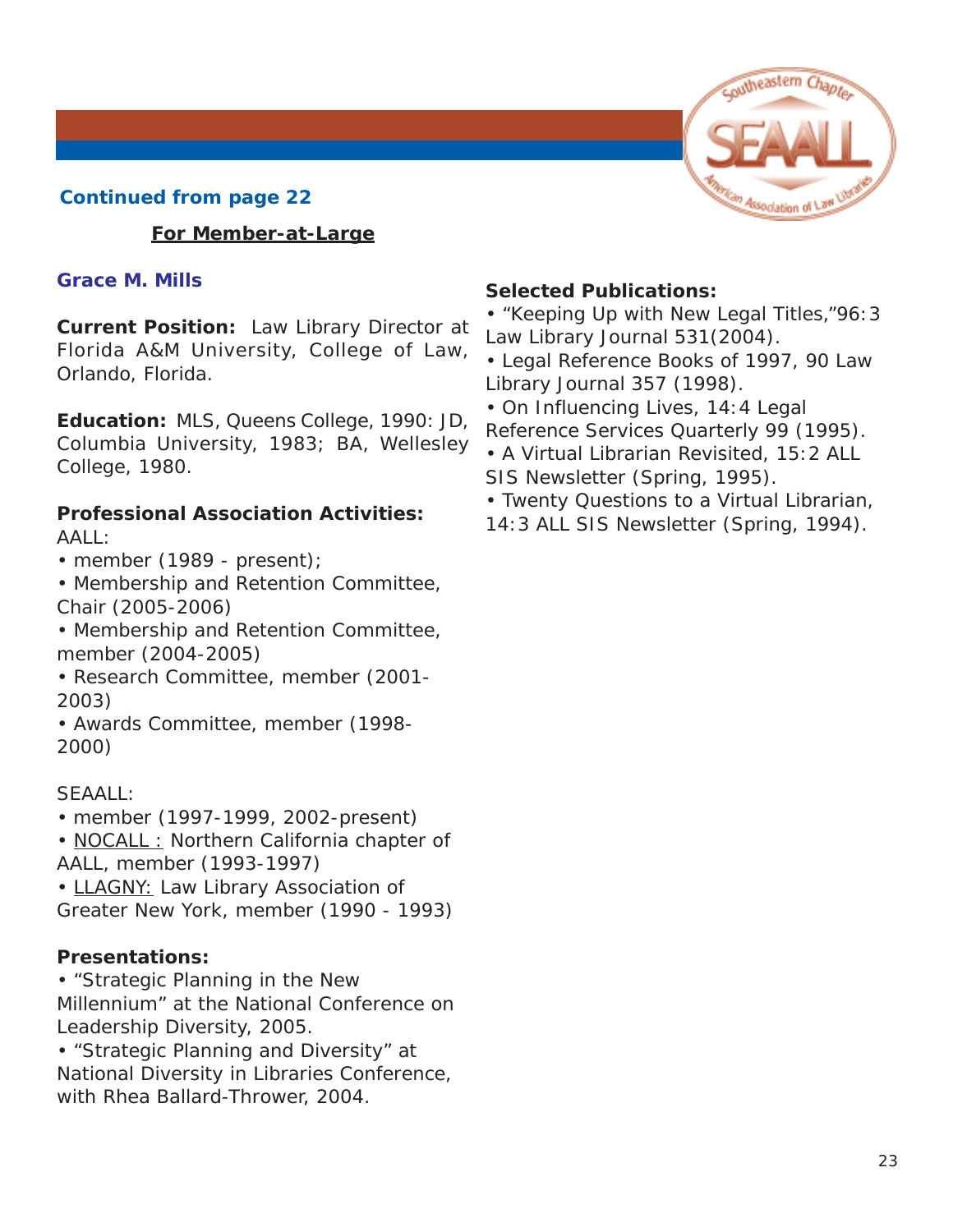**Continued from page 22**

**For Member-at-Large**

### Grace M. Mills

**Current Position:** Law Library Director at Florida A&M University, College of Law, Orlando, Florida.

**Education:** MLS, Queens College, 1990: JD, Columbia University, 1983; BA, Wellesley College, 1980.

**Professional Association Activities:**
AALL:

- member (1989 - present);
- Membership and Retention Committee, Chair (2005-2006)
- Membership and Retention Committee, member (2004-2005)
- Research Committee, member (2001-2003)
- Awards Committee, member (1998-2000)

SEAALL:

- member (1997-1999, 2002-present)
- NOCALL : Northern California chapter of AALL, member (1993-1997)
- LLAGNY: Law Library Association of Greater New York, member (1990 - 1993)

**Presentations:**

- "Strategic Planning in the New Millennium" at the National Conference on Leadership Diversity, 2005.
- "Strategic Planning and Diversity" at National Diversity in Libraries Conference, with Rhea Ballard-Thrower, 2004.

**Selected Publications:**

- "Keeping Up with New Legal Titles,"96:3 Law Library Journal 531(2004).
- Legal Reference Books of 1997, 90 Law Library Journal 357 (1998).
- On Influencing Lives, 14:4 Legal Reference Services Quarterly 99 (1995).
- A Virtual Librarian Revisited, 15:2 ALL SIS Newsletter (Spring, 1995).
- Twenty Questions to a Virtual Librarian, 14:3 ALL SIS Newsletter (Spring, 1994).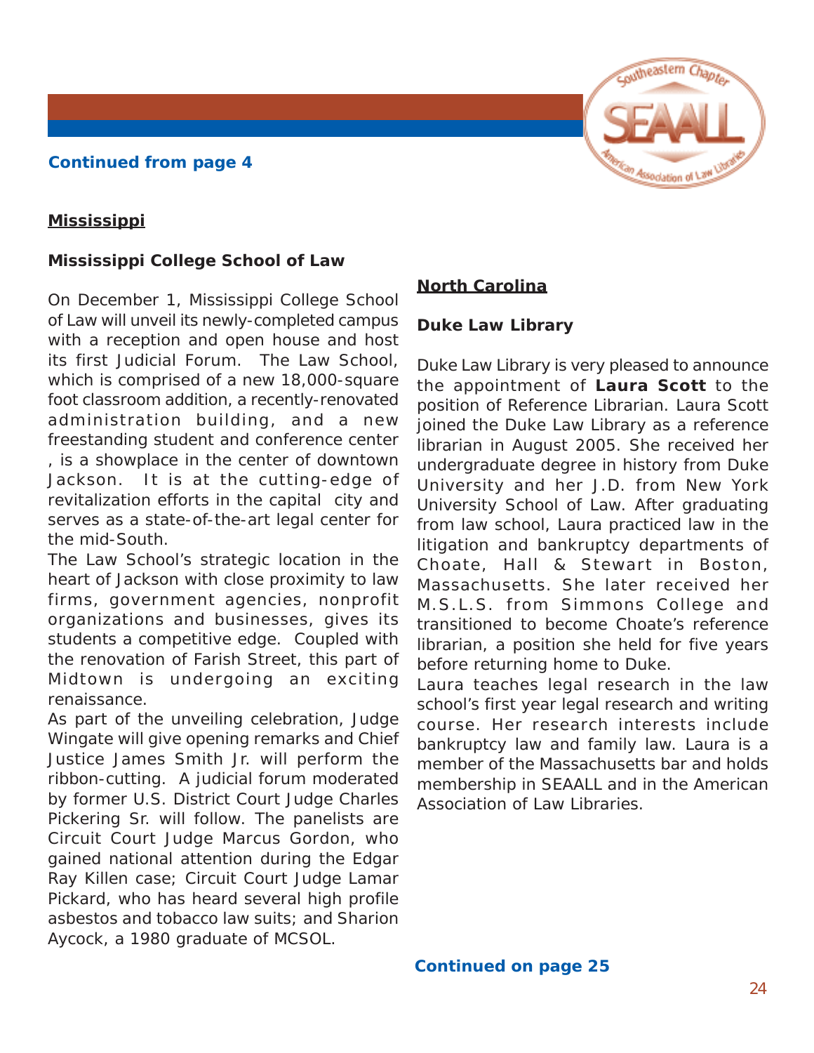**Continued from page 4**

## Mississippi

### Mississippi College School of Law

On December 1, Mississippi College School of Law will unveil its newly-completed campus with a reception and open house and host its first Judicial Forum. The Law School, which is comprised of a new 18,000-square foot classroom addition, a recently-renovated administration building, and a new freestanding student and conference center , is a showplace in the center of downtown Jackson. It is at the cutting-edge of revitalization efforts in the capital city and serves as a state-of-the-art legal center for the mid-South.

The Law School's strategic location in the heart of Jackson with close proximity to law firms, government agencies, nonprofit organizations and businesses, gives its students a competitive edge. Coupled with the renovation of Farish Street, this part of Midtown is undergoing an exciting renaissance.

As part of the unveiling celebration, Judge Wingate will give opening remarks and Chief Justice James Smith Jr. will perform the ribbon-cutting. A judicial forum moderated by former U.S. District Court Judge Charles Pickering Sr. will follow. The panelists are Circuit Court Judge Marcus Gordon, who gained national attention during the Edgar Ray Killen case; Circuit Court Judge Lamar Pickard, who has heard several high profile asbestos and tobacco law suits; and Sharion Aycock, a 1980 graduate of MCSOL.

## North Carolina

### Duke Law Library

Duke Law Library is very pleased to announce the appointment of **Laura Scott** to the position of Reference Librarian. Laura Scott joined the Duke Law Library as a reference librarian in August 2005. She received her undergraduate degree in history from Duke University and her J.D. from New York University School of Law. After graduating from law school, Laura practiced law in the litigation and bankruptcy departments of Choate, Hall & Stewart in Boston, Massachusetts. She later received her M.S.L.S. from Simmons College and transitioned to become Choate's reference librarian, a position she held for five years before returning home to Duke.

Laura teaches legal research in the law school's first year legal research and writing course. Her research interests include bankruptcy law and family law. Laura is a member of the Massachusetts bar and holds membership in SEAALL and in the American Association of Law Libraries.

**Continued on page 25**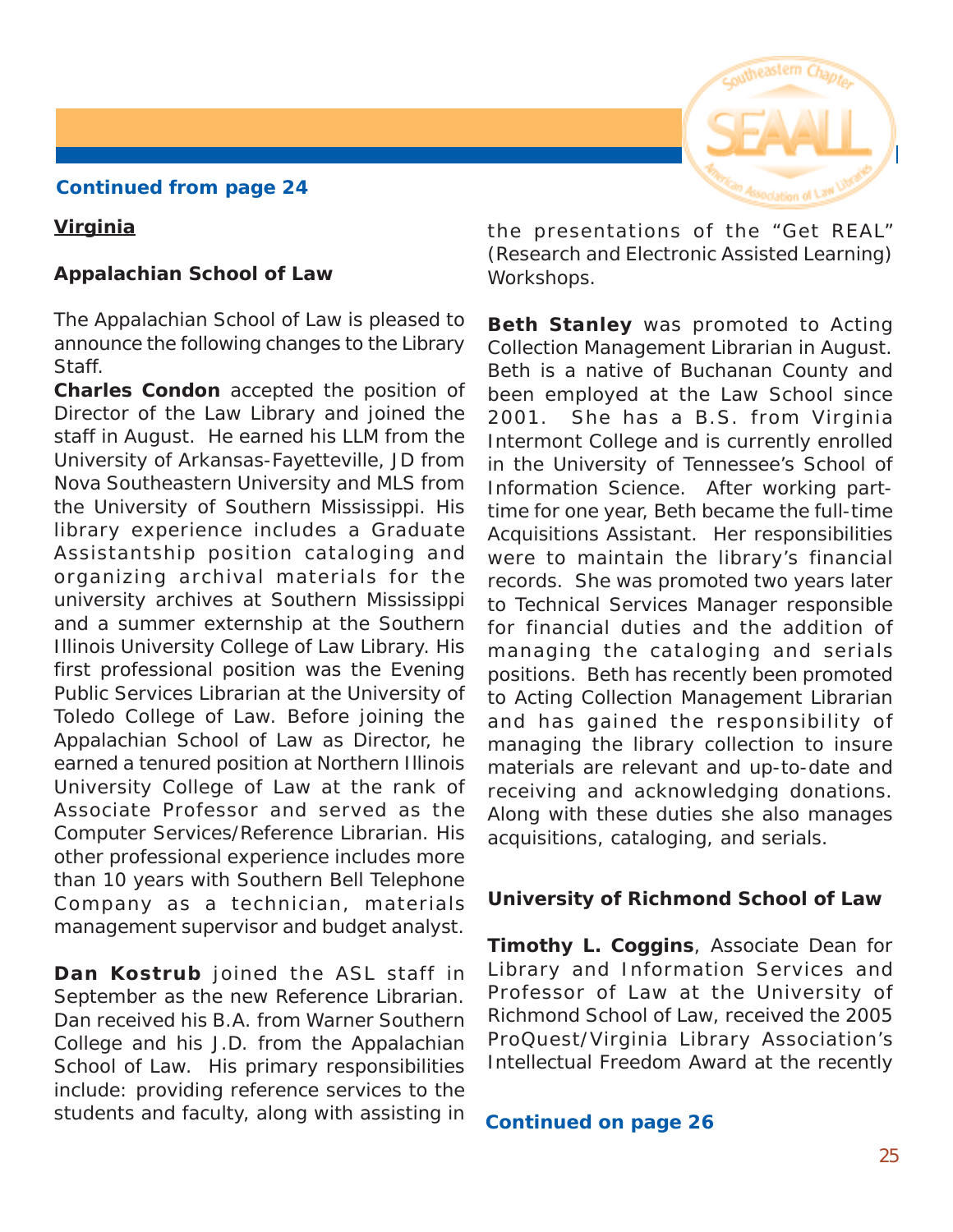**Continued from page 24**

## Virginia

### Appalachian School of Law

The Appalachian School of Law is pleased to announce the following changes to the Library Staff.

**Charles Condon** accepted the position of Director of the Law Library and joined the staff in August. He earned his LLM from the University of Arkansas-Fayetteville, JD from Nova Southeastern University and MLS from the University of Southern Mississippi. His library experience includes a Graduate Assistantship position cataloging and organizing archival materials for the university archives at Southern Mississippi and a summer externship at the Southern Illinois University College of Law Library. His first professional position was the Evening Public Services Librarian at the University of Toledo College of Law. Before joining the Appalachian School of Law as Director, he earned a tenured position at Northern Illinois University College of Law at the rank of Associate Professor and served as the Computer Services/Reference Librarian. His other professional experience includes more than 10 years with Southern Bell Telephone Company as a technician, materials management supervisor and budget analyst.

**Dan Kostrub** joined the ASL staff in September as the new Reference Librarian. Dan received his B.A. from Warner Southern College and his J.D. from the Appalachian School of Law. His primary responsibilities include: providing reference services to the students and faculty, along with assisting in the presentations of the "Get REAL" (Research and Electronic Assisted Learning) Workshops.

**Beth Stanley** was promoted to Acting Collection Management Librarian in August. Beth is a native of Buchanan County and been employed at the Law School since 2001. She has a B.S. from Virginia Intermont College and is currently enrolled in the University of Tennessee's School of Information Science. After working part-time for one year, Beth became the full-time Acquisitions Assistant. Her responsibilities were to maintain the library's financial records. She was promoted two years later to Technical Services Manager responsible for financial duties and the addition of managing the cataloging and serials positions. Beth has recently been promoted to Acting Collection Management Librarian and has gained the responsibility of managing the library collection to insure materials are relevant and up-to-date and receiving and acknowledging donations. Along with these duties she also manages acquisitions, cataloging, and serials.

### University of Richmond School of Law

**Timothy L. Coggins**, Associate Dean for Library and Information Services and Professor of Law at the University of Richmond School of Law, received the 2005 ProQuest/Virginia Library Association's Intellectual Freedom Award at the recently

**Continued on page 26**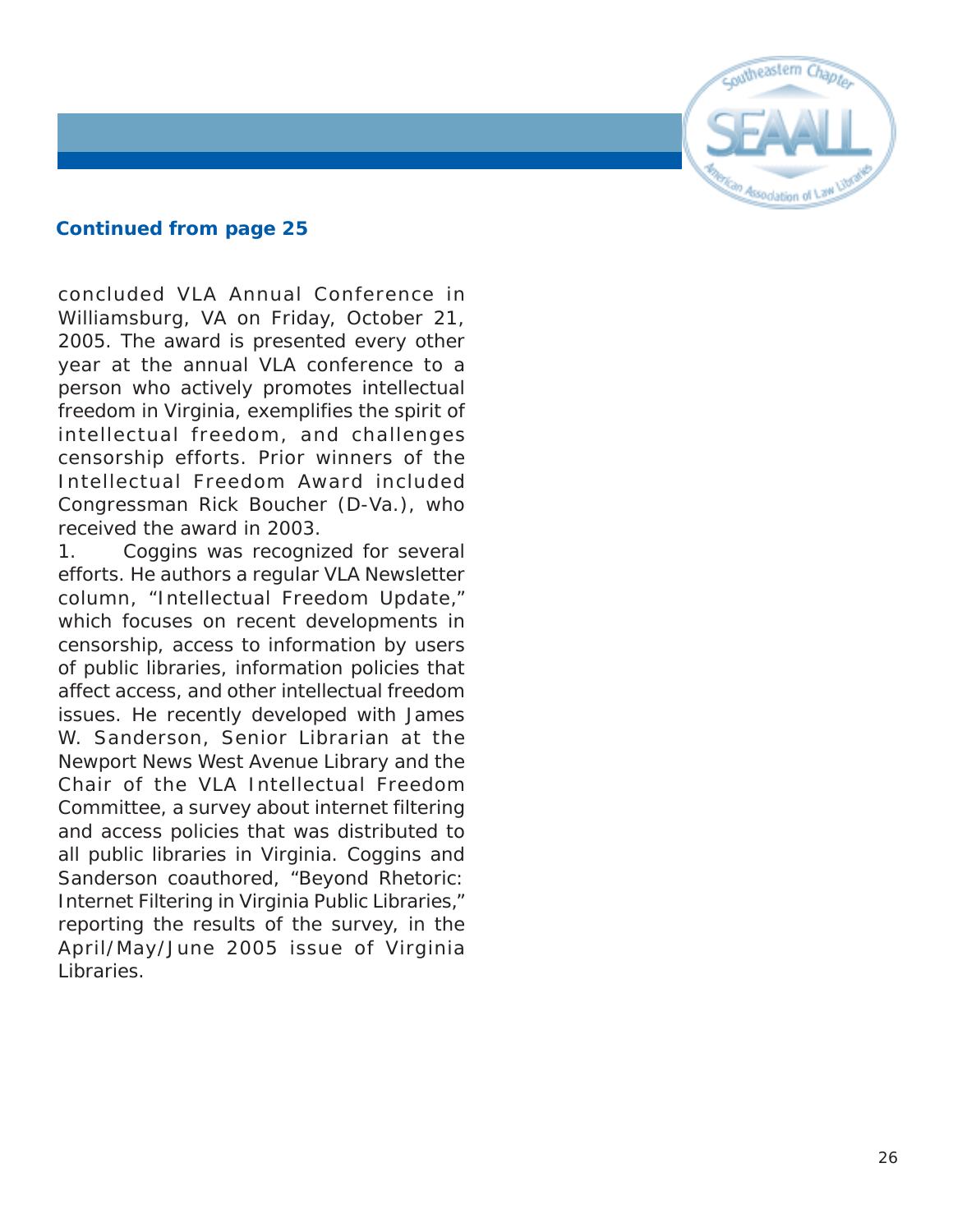**Continued from page 25**

concluded VLA Annual Conference in Williamsburg, VA on Friday, October 21, 2005. The award is presented every other year at the annual VLA conference to a person who actively promotes intellectual freedom in Virginia, exemplifies the spirit of intellectual freedom, and challenges censorship efforts. Prior winners of the Intellectual Freedom Award included Congressman Rick Boucher (D-Va.), who received the award in 2003.

1. Coggins was recognized for several efforts. He authors a regular VLA Newsletter column, "Intellectual Freedom Update," which focuses on recent developments in censorship, access to information by users of public libraries, information policies that affect access, and other intellectual freedom issues. He recently developed with James W. Sanderson, Senior Librarian at the Newport News West Avenue Library and the Chair of the VLA Intellectual Freedom Committee, a survey about internet filtering and access policies that was distributed to all public libraries in Virginia. Coggins and Sanderson coauthored, "Beyond Rhetoric: Internet Filtering in Virginia Public Libraries," reporting the results of the survey, in the April/May/June 2005 issue of Virginia Libraries.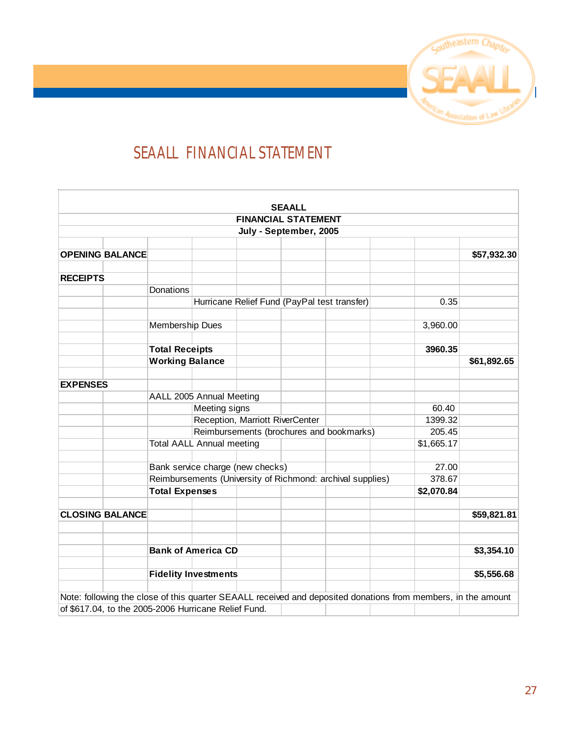# SEAALL FINANCIAL STATEMENT

| SEAALL | | | |
|---|---|---|---|
| **FINANCIAL STATEMENT** | | | |
| **July - September, 2005** | | | |
| **OPENING BALANCE** | | | **$57,932.30** |
| **RECEIPTS** | | | |
| | Donations | | |
| | Hurricane Relief Fund (PayPal test transfer) | 0.35 | |
| | Membership Dues | 3,960.00 | |
| | **Total Receipts** | **3960.35** | |
| | **Working Balance** | | **$61,892.65** |
| **EXPENSES** | | | |
| | AALL 2005 Annual Meeting | | |
| | Meeting signs | 60.40 | |
| | Reception, Marriott RiverCenter | 1399.32 | |
| | Reimbursements (brochures and bookmarks) | 205.45 | |
| | Total AALL Annual meeting | $1,665.17 | |
| | Bank service charge (new checks) | 27.00 | |
| | Reimbursements (University of Richmond: archival supplies) | 378.67 | |
| | **Total Expenses** | **$2,070.84** | |
| **CLOSING BALANCE** | | | **$59,821.81** |
| | **Bank of America CD** | | **$3,354.10** |
| | **Fidelity Investments** | | **$5,556.68** |

Note: following the close of this quarter SEAALL received and deposited donations from members, in the amount of $617.04, to the 2005-2006 Hurricane Relief Fund.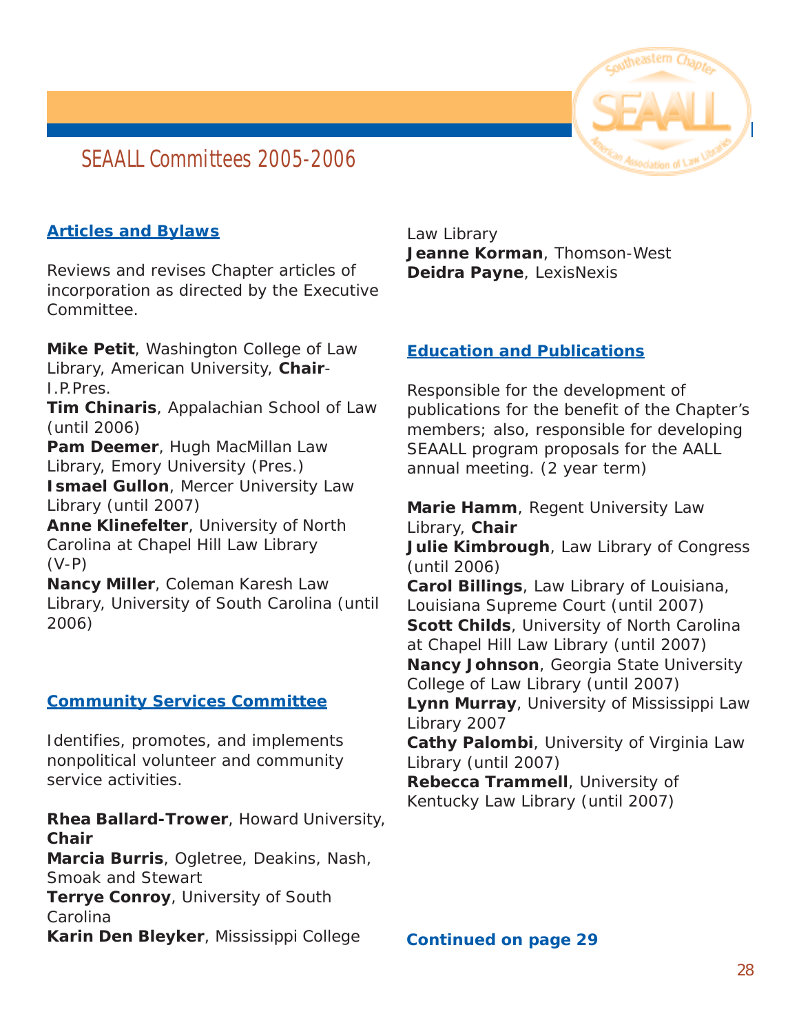# SEAALL Committees 2005-2006

## Articles and Bylaws

Reviews and revises Chapter articles of incorporation as directed by the Executive Committee.

**Mike Petit**, Washington College of Law Library, American University, **Chair**-I.P.Pres.
**Tim Chinaris**, Appalachian School of Law (until 2006)
**Pam Deemer**, Hugh MacMillan Law Library, Emory University (Pres.)
**Ismael Gullon**, Mercer University Law Library (until 2007)
**Anne Klinefelter**, University of North Carolina at Chapel Hill Law Library (V-P)
**Nancy Miller**, Coleman Karesh Law Library, University of South Carolina (until 2006)

## Community Services Committee

Identifies, promotes, and implements nonpolitical volunteer and community service activities.

**Rhea Ballard-Trower**, Howard University, **Chair**
**Marcia Burris**, Ogletree, Deakins, Nash, Smoak and Stewart
**Terrye Conroy**, University of South Carolina
**Karin Den Bleyker**, Mississippi College Law Library
**Jeanne Korman**, Thomson-West
**Deidra Payne**, LexisNexis

## Education and Publications

Responsible for the development of publications for the benefit of the Chapter's members; also, responsible for developing SEAALL program proposals for the AALL annual meeting. (2 year term)

**Marie Hamm**, Regent University Law Library, **Chair**
**Julie Kimbrough**, Law Library of Congress (until 2006)
**Carol Billings**, Law Library of Louisiana, Louisiana Supreme Court (until 2007)
**Scott Childs**, University of North Carolina at Chapel Hill Law Library (until 2007)
**Nancy Johnson**, Georgia State University College of Law Library (until 2007)
**Lynn Murray**, University of Mississippi Law Library 2007
**Cathy Palombi**, University of Virginia Law Library (until 2007)
**Rebecca Trammell**, University of Kentucky Law Library (until 2007)

**Continued on page 29**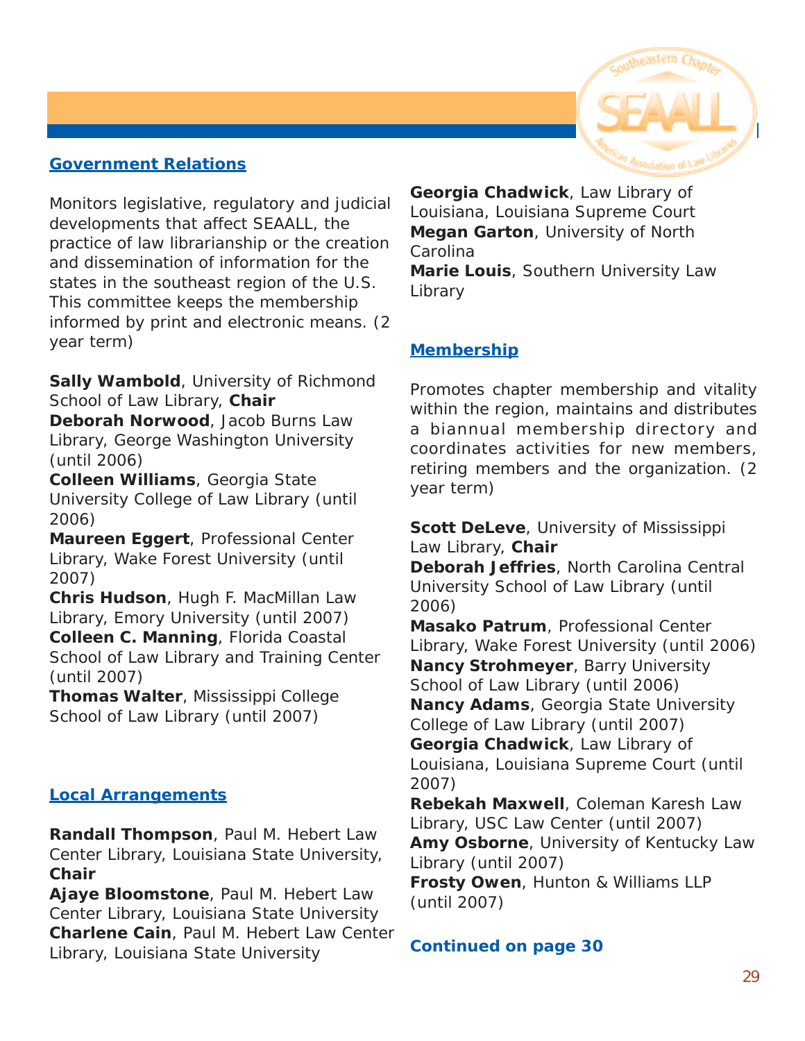## Government Relations

Monitors legislative, regulatory and judicial developments that affect SEAALL, the practice of law librarianship or the creation and dissemination of information for the states in the southeast region of the U.S. This committee keeps the membership informed by print and electronic means. (2 year term)

**Sally Wambold**, University of Richmond School of Law Library, **Chair**
**Deborah Norwood**, Jacob Burns Law Library, George Washington University (until 2006)
**Colleen Williams**, Georgia State University College of Law Library (until 2006)
**Maureen Eggert**, Professional Center Library, Wake Forest University (until 2007)
**Chris Hudson**, Hugh F. MacMillan Law Library, Emory University (until 2007)
**Colleen C. Manning**, Florida Coastal School of Law Library and Training Center (until 2007)
**Thomas Walter**, Mississippi College School of Law Library (until 2007)

## Local Arrangements

**Randall Thompson**, Paul M. Hebert Law Center Library, Louisiana State University, **Chair**
**Ajaye Bloomstone**, Paul M. Hebert Law Center Library, Louisiana State University
**Charlene Cain**, Paul M. Hebert Law Center Library, Louisiana State University
**Georgia Chadwick**, Law Library of Louisiana, Louisiana Supreme Court
**Megan Garton**, University of North Carolina
**Marie Louis**, Southern University Law Library

## Membership

Promotes chapter membership and vitality within the region, maintains and distributes a biannual membership directory and coordinates activities for new members, retiring members and the organization. (2 year term)

**Scott DeLeve**, University of Mississippi Law Library, **Chair**
**Deborah Jeffries**, North Carolina Central University School of Law Library (until 2006)
**Masako Patrum**, Professional Center Library, Wake Forest University (until 2006)
**Nancy Strohmeyer**, Barry University School of Law Library (until 2006)
**Nancy Adams**, Georgia State University College of Law Library (until 2007)
**Georgia Chadwick**, Law Library of Louisiana, Louisiana Supreme Court (until 2007)
**Rebekah Maxwell**, Coleman Karesh Law Library, USC Law Center (until 2007)
**Amy Osborne**, University of Kentucky Law Library (until 2007)
**Frosty Owen**, Hunton & Williams LLP (until 2007)

**Continued on page 30**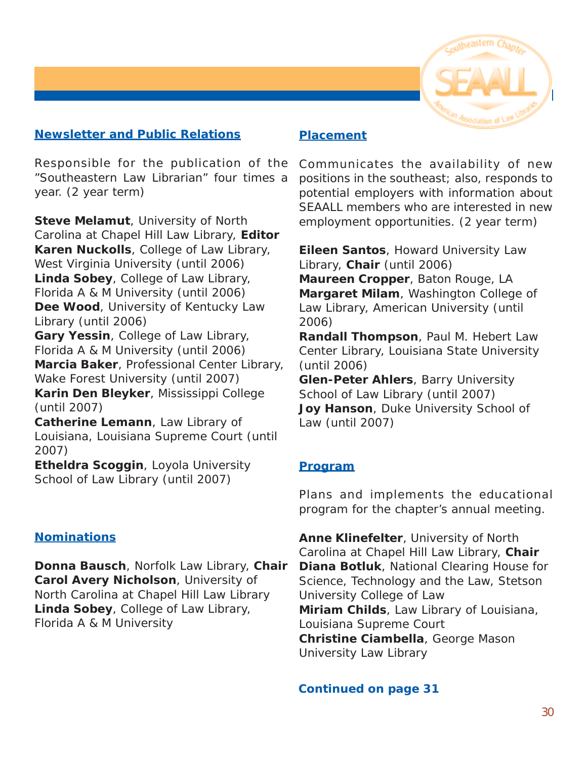## Newsletter and Public Relations

Responsible for the publication of the "Southeastern Law Librarian" four times a year. (2 year term)

**Steve Melamut**, University of North Carolina at Chapel Hill Law Library, **Editor**
**Karen Nuckolls**, College of Law Library, West Virginia University (until 2006)
**Linda Sobey**, College of Law Library, Florida A & M University (until 2006)
**Dee Wood**, University of Kentucky Law Library (until 2006)
**Gary Yessin**, College of Law Library, Florida A & M University (until 2006)
**Marcia Baker**, Professional Center Library, Wake Forest University (until 2007)
**Karin Den Bleyker**, Mississippi College (until 2007)
**Catherine Lemann**, Law Library of Louisiana, Louisiana Supreme Court (until 2007)
**Etheldra Scoggin**, Loyola University School of Law Library (until 2007)

## Nominations

**Donna Bausch**, Norfolk Law Library, **Chair**
**Carol Avery Nicholson**, University of North Carolina at Chapel Hill Law Library
**Linda Sobey**, College of Law Library, Florida A & M University

## Placement

Communicates the availability of new positions in the southeast; also, responds to potential employers with information about SEAALL members who are interested in new employment opportunities. (2 year term)

**Eileen Santos**, Howard University Law Library, **Chair** (until 2006)
**Maureen Cropper**, Baton Rouge, LA
**Margaret Milam**, Washington College of Law Library, American University (until 2006)
**Randall Thompson**, Paul M. Hebert Law Center Library, Louisiana State University (until 2006)
**Glen-Peter Ahlers**, Barry University School of Law Library (until 2007)
**Joy Hanson**, Duke University School of Law (until 2007)

## Program

Plans and implements the educational program for the chapter's annual meeting.

**Anne Klinefelter**, University of North Carolina at Chapel Hill Law Library, **Chair**
**Diana Botluk**, National Clearing House for Science, Technology and the Law, Stetson University College of Law
**Miriam Childs**, Law Library of Louisiana, Louisiana Supreme Court
**Christine Ciambella**, George Mason University Law Library

**Continued on page 31**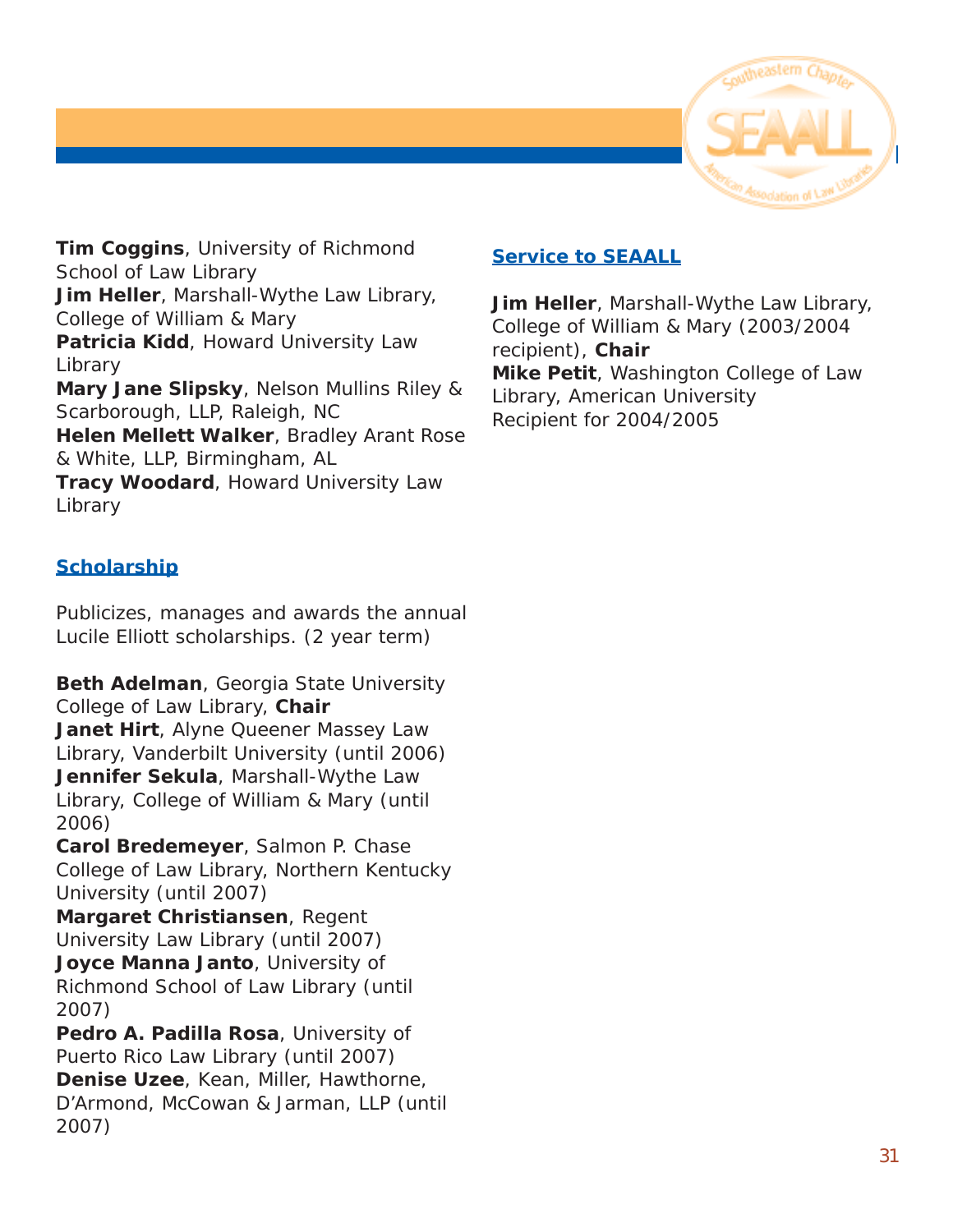**Tim Coggins**, University of Richmond School of Law Library
**Jim Heller**, Marshall-Wythe Law Library, College of William & Mary
**Patricia Kidd**, Howard University Law Library
**Mary Jane Slipsky**, Nelson Mullins Riley & Scarborough, LLP, Raleigh, NC
**Helen Mellett Walker**, Bradley Arant Rose & White, LLP, Birmingham, AL
**Tracy Woodard**, Howard University Law Library

## Scholarship

Publicizes, manages and awards the annual Lucile Elliott scholarships. (2 year term)

**Beth Adelman**, Georgia State University College of Law Library, **Chair**
**Janet Hirt**, Alyne Queener Massey Law Library, Vanderbilt University (until 2006)
**Jennifer Sekula**, Marshall-Wythe Law Library, College of William & Mary (until 2006)
**Carol Bredemeyer**, Salmon P. Chase College of Law Library, Northern Kentucky University (until 2007)
**Margaret Christiansen**, Regent University Law Library (until 2007)
**Joyce Manna Janto**, University of Richmond School of Law Library (until 2007)
**Pedro A. Padilla Rosa**, University of Puerto Rico Law Library (until 2007)
**Denise Uzee**, Kean, Miller, Hawthorne, D'Armond, McCowan & Jarman, LLP (until 2007)

## Service to SEAALL

**Jim Heller**, Marshall-Wythe Law Library, College of William & Mary (2003/2004 recipient), **Chair**
**Mike Petit**, Washington College of Law Library, American University
Recipient for 2004/2005